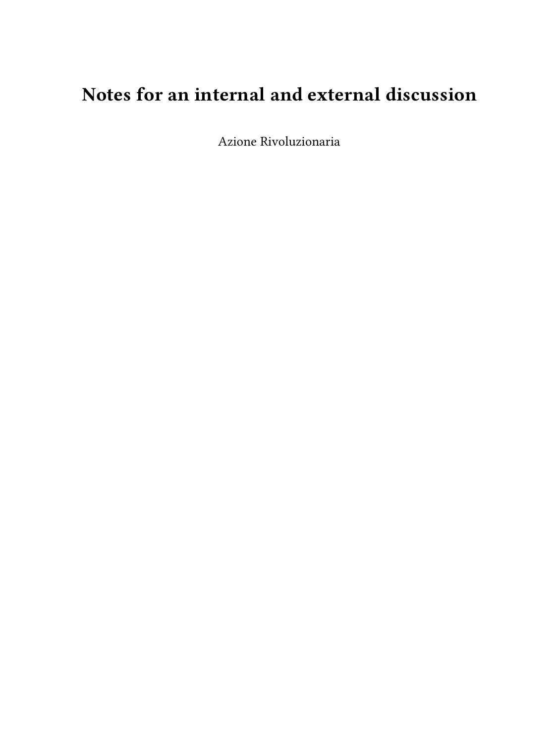# Notes for an internal and external discussion

Azione Rivoluzionaria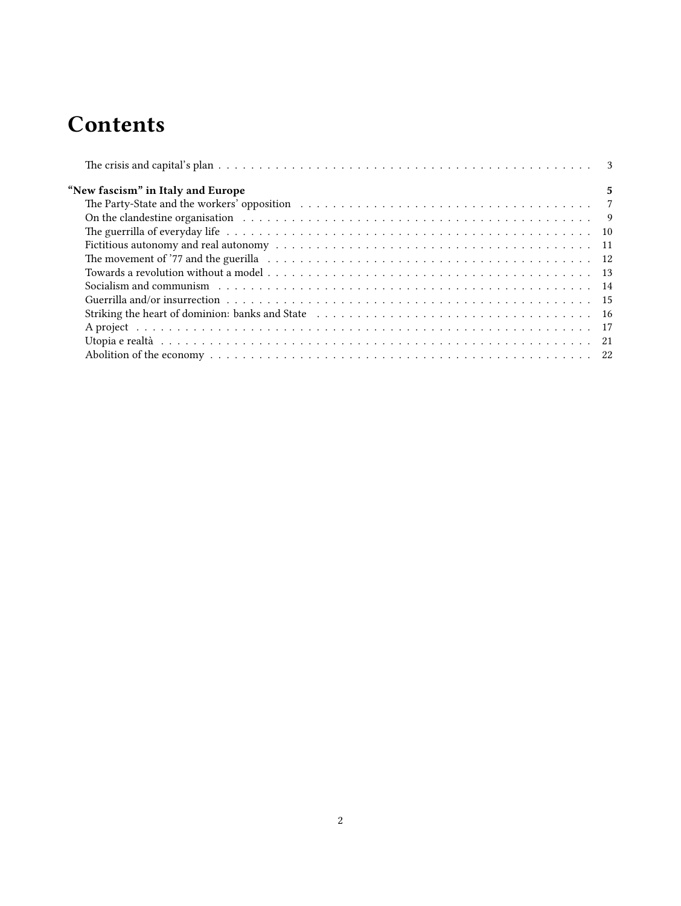# Contents

- The crisis and capital's plan . . . 3

**"New fascism" in Italy and Europe** . . . **5**

- The Party-State and the workers' opposition . . . 7
- On the clandestine organisation . . . 9
- The guerrilla of everyday life . . . 10
- Fictitious autonomy and real autonomy . . . 11
- The movement of '77 and the guerilla . . . 12
- Towards a revolution without a model . . . 13
- Socialism and communism . . . 14
- Guerrilla and/or insurrection . . . 15
- Striking the heart of dominion: banks and State . . . 16
- A project . . . 17
- Utopia e realtà . . . 21
- Abolition of the economy . . . 22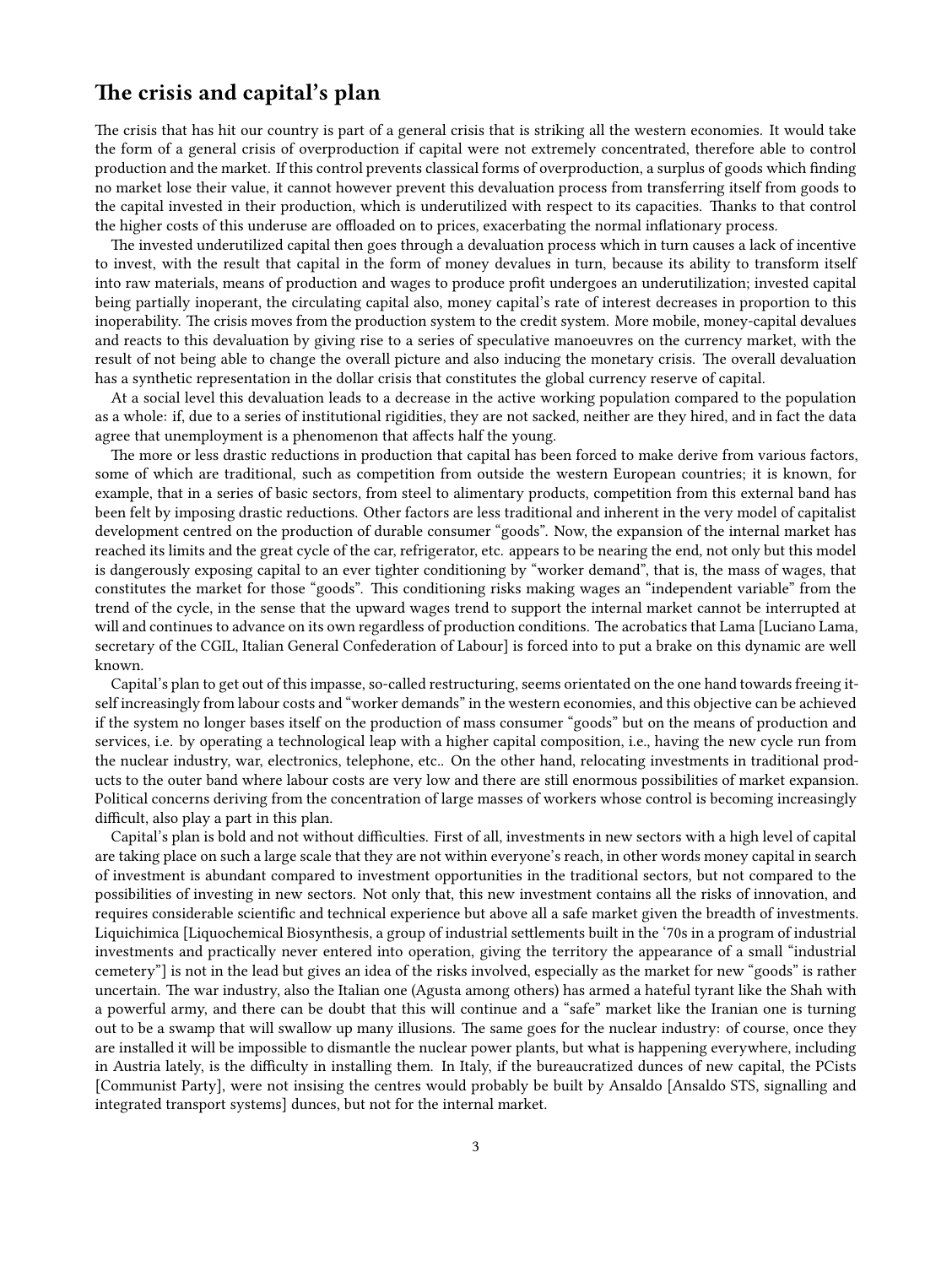## The crisis and capital's plan

The crisis that has hit our country is part of a general crisis that is striking all the western economies. It would take the form of a general crisis of overproduction if capital were not extremely concentrated, therefore able to control production and the market. If this control prevents classical forms of overproduction, a surplus of goods which finding no market lose their value, it cannot however prevent this devaluation process from transferring itself from goods to the capital invested in their production, which is underutilized with respect to its capacities. Thanks to that control the higher costs of this underuse are offloaded on to prices, exacerbating the normal inflationary process.

The invested underutilized capital then goes through a devaluation process which in turn causes a lack of incentive to invest, with the result that capital in the form of money devalues in turn, because its ability to transform itself into raw materials, means of production and wages to produce profit undergoes an underutilization; invested capital being partially inoperant, the circulating capital also, money capital's rate of interest decreases in proportion to this inoperability. The crisis moves from the production system to the credit system. More mobile, money-capital devalues and reacts to this devaluation by giving rise to a series of speculative manoeuvres on the currency market, with the result of not being able to change the overall picture and also inducing the monetary crisis. The overall devaluation has a synthetic representation in the dollar crisis that constitutes the global currency reserve of capital.

At a social level this devaluation leads to a decrease in the active working population compared to the population as a whole: if, due to a series of institutional rigidities, they are not sacked, neither are they hired, and in fact the data agree that unemployment is a phenomenon that affects half the young.

The more or less drastic reductions in production that capital has been forced to make derive from various factors, some of which are traditional, such as competition from outside the western European countries; it is known, for example, that in a series of basic sectors, from steel to alimentary products, competition from this external band has been felt by imposing drastic reductions. Other factors are less traditional and inherent in the very model of capitalist development centred on the production of durable consumer "goods". Now, the expansion of the internal market has reached its limits and the great cycle of the car, refrigerator, etc. appears to be nearing the end, not only but this model is dangerously exposing capital to an ever tighter conditioning by "worker demand", that is, the mass of wages, that constitutes the market for those "goods". This conditioning risks making wages an "independent variable" from the trend of the cycle, in the sense that the upward wages trend to support the internal market cannot be interrupted at will and continues to advance on its own regardless of production conditions. The acrobatics that Lama [Luciano Lama, secretary of the CGIL, Italian General Confederation of Labour] is forced into to put a brake on this dynamic are well known.

Capital's plan to get out of this impasse, so-called restructuring, seems orientated on the one hand towards freeing itself increasingly from labour costs and "worker demands" in the western economies, and this objective can be achieved if the system no longer bases itself on the production of mass consumer "goods" but on the means of production and services, i.e. by operating a technological leap with a higher capital composition, i.e., having the new cycle run from the nuclear industry, war, electronics, telephone, etc.. On the other hand, relocating investments in traditional products to the outer band where labour costs are very low and there are still enormous possibilities of market expansion. Political concerns deriving from the concentration of large masses of workers whose control is becoming increasingly difficult, also play a part in this plan.

Capital's plan is bold and not without difficulties. First of all, investments in new sectors with a high level of capital are taking place on such a large scale that they are not within everyone's reach, in other words money capital in search of investment is abundant compared to investment opportunities in the traditional sectors, but not compared to the possibilities of investing in new sectors. Not only that, this new investment contains all the risks of innovation, and requires considerable scientific and technical experience but above all a safe market given the breadth of investments. Liquichimica [Liquochemical Biosynthesis, a group of industrial settlements built in the '70s in a program of industrial investments and practically never entered into operation, giving the territory the appearance of a small "industrial cemetery"] is not in the lead but gives an idea of the risks involved, especially as the market for new "goods" is rather uncertain. The war industry, also the Italian one (Agusta among others) has armed a hateful tyrant like the Shah with a powerful army, and there can be doubt that this will continue and a "safe" market like the Iranian one is turning out to be a swamp that will swallow up many illusions. The same goes for the nuclear industry: of course, once they are installed it will be impossible to dismantle the nuclear power plants, but what is happening everywhere, including in Austria lately, is the difficulty in installing them. In Italy, if the bureaucratized dunces of new capital, the PCists [Communist Party], were not insising the centres would probably be built by Ansaldo [Ansaldo STS, signalling and integrated transport systems] dunces, but not for the internal market.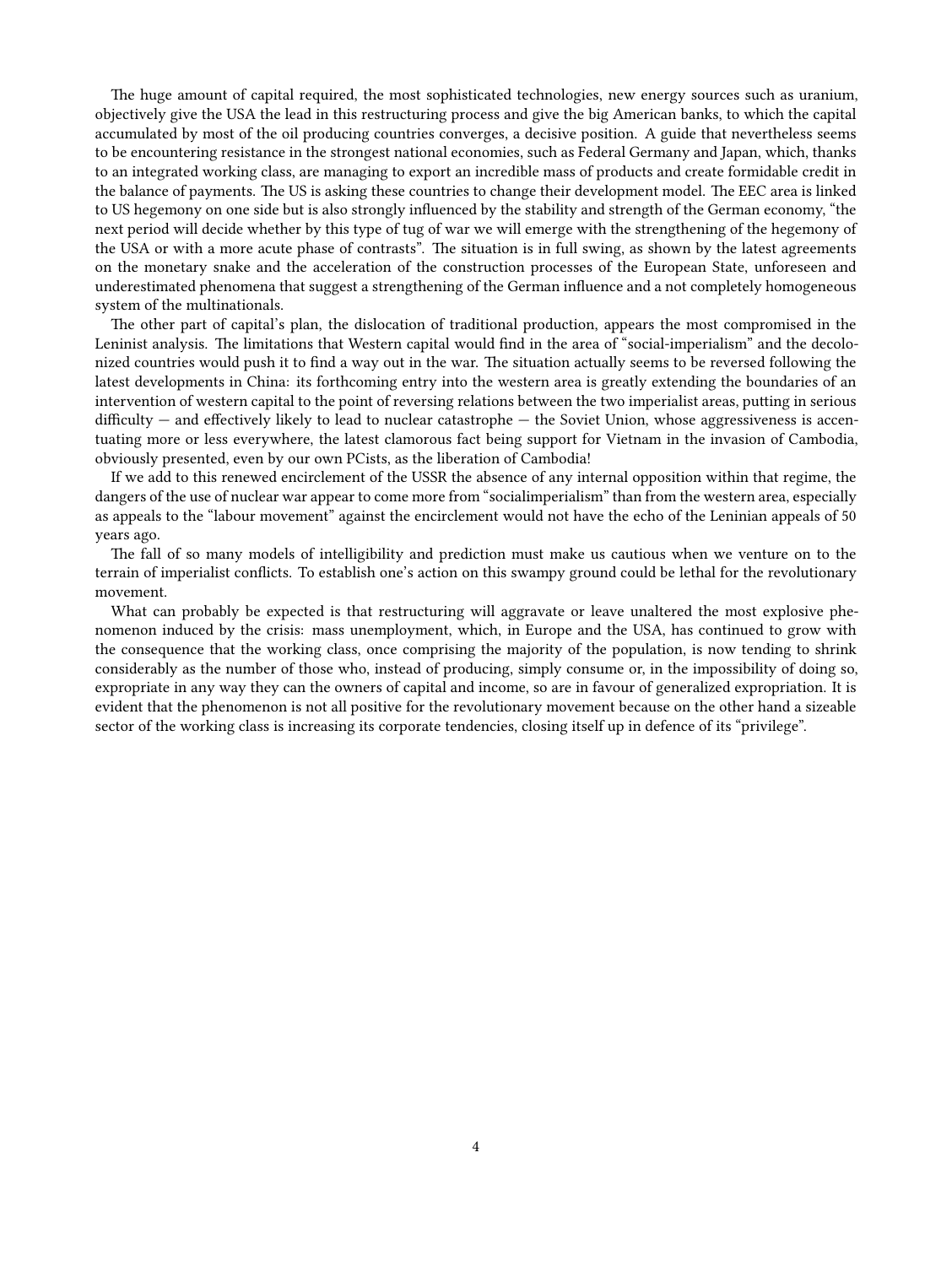The huge amount of capital required, the most sophisticated technologies, new energy sources such as uranium, objectively give the USA the lead in this restructuring process and give the big American banks, to which the capital accumulated by most of the oil producing countries converges, a decisive position. A guide that nevertheless seems to be encountering resistance in the strongest national economies, such as Federal Germany and Japan, which, thanks to an integrated working class, are managing to export an incredible mass of products and create formidable credit in the balance of payments. The US is asking these countries to change their development model. The EEC area is linked to US hegemony on one side but is also strongly influenced by the stability and strength of the German economy, "the next period will decide whether by this type of tug of war we will emerge with the strengthening of the hegemony of the USA or with a more acute phase of contrasts". The situation is in full swing, as shown by the latest agreements on the monetary snake and the acceleration of the construction processes of the European State, unforeseen and underestimated phenomena that suggest a strengthening of the German influence and a not completely homogeneous system of the multinationals.

The other part of capital's plan, the dislocation of traditional production, appears the most compromised in the Leninist analysis. The limitations that Western capital would find in the area of "social-imperialism" and the decolonized countries would push it to find a way out in the war. The situation actually seems to be reversed following the latest developments in China: its forthcoming entry into the western area is greatly extending the boundaries of an intervention of western capital to the point of reversing relations between the two imperialist areas, putting in serious difficulty — and effectively likely to lead to nuclear catastrophe — the Soviet Union, whose aggressiveness is accentuating more or less everywhere, the latest clamorous fact being support for Vietnam in the invasion of Cambodia, obviously presented, even by our own PCists, as the liberation of Cambodia!

If we add to this renewed encirclement of the USSR the absence of any internal opposition within that regime, the dangers of the use of nuclear war appear to come more from "socialimperialism" than from the western area, especially as appeals to the "labour movement" against the encirclement would not have the echo of the Leninian appeals of 50 years ago.

The fall of so many models of intelligibility and prediction must make us cautious when we venture on to the terrain of imperialist conflicts. To establish one's action on this swampy ground could be lethal for the revolutionary movement.

What can probably be expected is that restructuring will aggravate or leave unaltered the most explosive phenomenon induced by the crisis: mass unemployment, which, in Europe and the USA, has continued to grow with the consequence that the working class, once comprising the majority of the population, is now tending to shrink considerably as the number of those who, instead of producing, simply consume or, in the impossibility of doing so, expropriate in any way they can the owners of capital and income, so are in favour of generalized expropriation. It is evident that the phenomenon is not all positive for the revolutionary movement because on the other hand a sizeable sector of the working class is increasing its corporate tendencies, closing itself up in defence of its "privilege".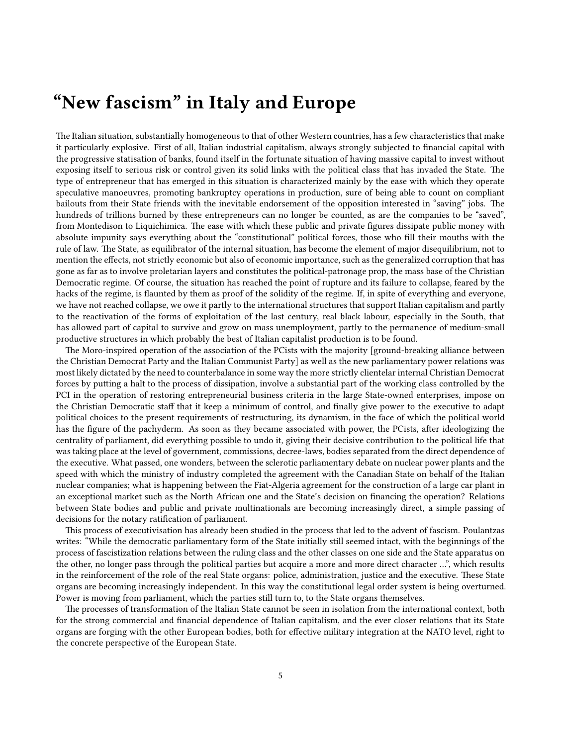# “New fascism” in Italy and Europe

The Italian situation, substantially homogeneous to that of other Western countries, has a few characteristics that make it particularly explosive. First of all, Italian industrial capitalism, always strongly subjected to financial capital with the progressive statisation of banks, found itself in the fortunate situation of having massive capital to invest without exposing itself to serious risk or control given its solid links with the political class that has invaded the State. The type of entrepreneur that has emerged in this situation is characterized mainly by the ease with which they operate speculative manoeuvres, promoting bankruptcy operations in production, sure of being able to count on compliant bailouts from their State friends with the inevitable endorsement of the opposition interested in “saving” jobs. The hundreds of trillions burned by these entrepreneurs can no longer be counted, as are the companies to be “saved”, from Montedison to Liquichimica. The ease with which these public and private figures dissipate public money with absolute impunity says everything about the “constitutional” political forces, those who fill their mouths with the rule of law. The State, as equilibrator of the internal situation, has become the element of major disequilibrium, not to mention the effects, not strictly economic but also of economic importance, such as the generalized corruption that has gone as far as to involve proletarian layers and constitutes the political-patronage prop, the mass base of the Christian Democratic regime. Of course, the situation has reached the point of rupture and its failure to collapse, feared by the hacks of the regime, is flaunted by them as proof of the solidity of the regime. If, in spite of everything and everyone, we have not reached collapse, we owe it partly to the international structures that support Italian capitalism and partly to the reactivation of the forms of exploitation of the last century, real black labour, especially in the South, that has allowed part of capital to survive and grow on mass unemployment, partly to the permanence of medium-small productive structures in which probably the best of Italian capitalist production is to be found.

The Moro-inspired operation of the association of the PCists with the majority [ground-breaking alliance between the Christian Democrat Party and the Italian Communist Party] as well as the new parliamentary power relations was most likely dictated by the need to counterbalance in some way the more strictly clientelar internal Christian Democrat forces by putting a halt to the process of dissipation, involve a substantial part of the working class controlled by the PCI in the operation of restoring entrepreneurial business criteria in the large State-owned enterprises, impose on the Christian Democratic staff that it keep a minimum of control, and finally give power to the executive to adapt political choices to the present requirements of restructuring, its dynamism, in the face of which the political world has the figure of the pachyderm. As soon as they became associated with power, the PCists, after ideologizing the centrality of parliament, did everything possible to undo it, giving their decisive contribution to the political life that was taking place at the level of government, commissions, decree-laws, bodies separated from the direct dependence of the executive. What passed, one wonders, between the sclerotic parliamentary debate on nuclear power plants and the speed with which the ministry of industry completed the agreement with the Canadian State on behalf of the Italian nuclear companies; what is happening between the Fiat-Algeria agreement for the construction of a large car plant in an exceptional market such as the North African one and the State’s decision on financing the operation? Relations between State bodies and public and private multinationals are becoming increasingly direct, a simple passing of decisions for the notary ratification of parliament.

This process of executivisation has already been studied in the process that led to the advent of fascism. Poulantzas writes: “While the democratic parliamentary form of the State initially still seemed intact, with the beginnings of the process of fascistization relations between the ruling class and the other classes on one side and the State apparatus on the other, no longer pass through the political parties but acquire a more and more direct character …”, which results in the reinforcement of the role of the real State organs: police, administration, justice and the executive. These State organs are becoming increasingly independent. In this way the constitutional legal order system is being overturned. Power is moving from parliament, which the parties still turn to, to the State organs themselves.

The processes of transformation of the Italian State cannot be seen in isolation from the international context, both for the strong commercial and financial dependence of Italian capitalism, and the ever closer relations that its State organs are forging with the other European bodies, both for effective military integration at the NATO level, right to the concrete perspective of the European State.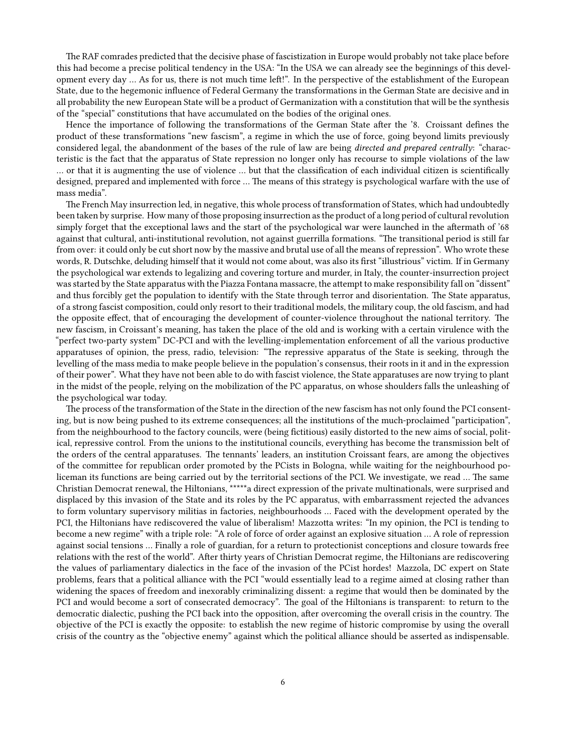The RAF comrades predicted that the decisive phase of fascistization in Europe would probably not take place before this had become a precise political tendency in the USA: "In the USA we can already see the beginnings of this development every day … As for us, there is not much time left!". In the perspective of the establishment of the European State, due to the hegemonic influence of Federal Germany the transformations in the German State are decisive and in all probability the new European State will be a product of Germanization with a constitution that will be the synthesis of the "special" constitutions that have accumulated on the bodies of the original ones.

Hence the importance of following the transformations of the German State after the '8. Croissant defines the product of these transformations "new fascism", a regime in which the use of force, going beyond limits previously considered legal, the abandonment of the bases of the rule of law are being *directed and prepared centrally*: "characteristic is the fact that the apparatus of State repression no longer only has recourse to simple violations of the law … or that it is augmenting the use of violence … but that the classification of each individual citizen is scientifically designed, prepared and implemented with force … The means of this strategy is psychological warfare with the use of mass media".

The French May insurrection led, in negative, this whole process of transformation of States, which had undoubtedly been taken by surprise. How many of those proposing insurrection as the product of a long period of cultural revolution simply forget that the exceptional laws and the start of the psychological war were launched in the aftermath of '68 against that cultural, anti-institutional revolution, not against guerrilla formations. "The transitional period is still far from over: it could only be cut short now by the massive and brutal use of all the means of repression". Who wrote these words, R. Dutschke, deluding himself that it would not come about, was also its first "illustrious" victim. If in Germany the psychological war extends to legalizing and covering torture and murder, in Italy, the counter-insurrection project was started by the State apparatus with the Piazza Fontana massacre, the attempt to make responsibility fall on "dissent" and thus forcibly get the population to identify with the State through terror and disorientation. The State apparatus, of a strong fascist composition, could only resort to their traditional models, the military coup, the old fascism, and had the opposite effect, that of encouraging the development of counter-violence throughout the national territory. The new fascism, in Croissant's meaning, has taken the place of the old and is working with a certain virulence with the "perfect two-party system" DC-PCI and with the levelling-implementation enforcement of all the various productive apparatuses of opinion, the press, radio, television: "The repressive apparatus of the State is seeking, through the levelling of the mass media to make people believe in the population's consensus, their roots in it and in the expression of their power". What they have not been able to do with fascist violence, the State apparatuses are now trying to plant in the midst of the people, relying on the mobilization of the PC apparatus, on whose shoulders falls the unleashing of the psychological war today.

The process of the transformation of the State in the direction of the new fascism has not only found the PCI consenting, but is now being pushed to its extreme consequences; all the institutions of the much-proclaimed "participation", from the neighbourhood to the factory councils, were (being fictitious) easily distorted to the new aims of social, political, repressive control. From the unions to the institutional councils, everything has become the transmission belt of the orders of the central apparatuses. The tennants' leaders, an institution Croissant fears, are among the objectives of the committee for republican order promoted by the PCists in Bologna, while waiting for the neighbourhood policeman its functions are being carried out by the territorial sections of the PCI. We investigate, we read … The same Christian Democrat renewal, the Hiltonians, *****a direct expression of the private multinationals, were surprised and displaced by this invasion of the State and its roles by the PC apparatus, with embarrassment rejected the advances to form voluntary supervisory militias in factories, neighbourhoods … Faced with the development operated by the PCI, the Hiltonians have rediscovered the value of liberalism! Mazzotta writes: "In my opinion, the PCI is tending to become a new regime" with a triple role: "A role of force of order against an explosive situation … A role of repression against social tensions … Finally a role of guardian, for a return to protectionist conceptions and closure towards free relations with the rest of the world". After thirty years of Christian Democrat regime, the Hiltonians are rediscovering the values of parliamentary dialectics in the face of the invasion of the PCist hordes! Mazzola, DC expert on State problems, fears that a political alliance with the PCI "would essentially lead to a regime aimed at closing rather than widening the spaces of freedom and inexorably criminalizing dissent: a regime that would then be dominated by the PCI and would become a sort of consecrated democracy". The goal of the Hiltonians is transparent: to return to the democratic dialectic, pushing the PCI back into the opposition, after overcoming the overall crisis in the country. The objective of the PCI is exactly the opposite: to establish the new regime of historic compromise by using the overall crisis of the country as the "objective enemy" against which the political alliance should be asserted as indispensable.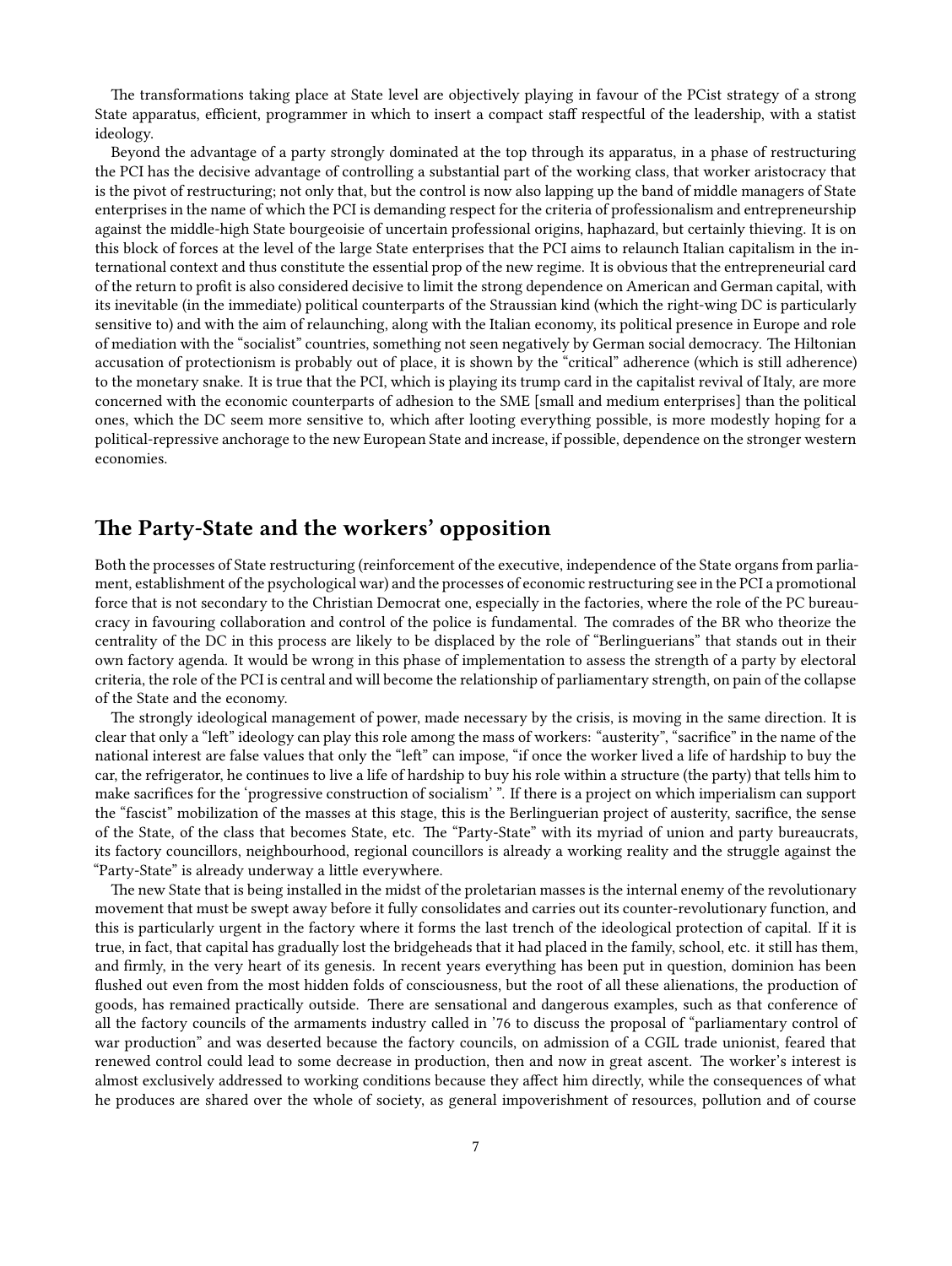The transformations taking place at State level are objectively playing in favour of the PCist strategy of a strong State apparatus, efficient, programmer in which to insert a compact staff respectful of the leadership, with a statist ideology.

Beyond the advantage of a party strongly dominated at the top through its apparatus, in a phase of restructuring the PCI has the decisive advantage of controlling a substantial part of the working class, that worker aristocracy that is the pivot of restructuring; not only that, but the control is now also lapping up the band of middle managers of State enterprises in the name of which the PCI is demanding respect for the criteria of professionalism and entrepreneurship against the middle-high State bourgeoisie of uncertain professional origins, haphazard, but certainly thieving. It is on this block of forces at the level of the large State enterprises that the PCI aims to relaunch Italian capitalism in the international context and thus constitute the essential prop of the new regime. It is obvious that the entrepreneurial card of the return to profit is also considered decisive to limit the strong dependence on American and German capital, with its inevitable (in the immediate) political counterparts of the Straussian kind (which the right-wing DC is particularly sensitive to) and with the aim of relaunching, along with the Italian economy, its political presence in Europe and role of mediation with the "socialist" countries, something not seen negatively by German social democracy. The Hiltonian accusation of protectionism is probably out of place, it is shown by the "critical" adherence (which is still adherence) to the monetary snake. It is true that the PCI, which is playing its trump card in the capitalist revival of Italy, are more concerned with the economic counterparts of adhesion to the SME [small and medium enterprises] than the political ones, which the DC seem more sensitive to, which after looting everything possible, is more modestly hoping for a political-repressive anchorage to the new European State and increase, if possible, dependence on the stronger western economies.

## The Party-State and the workers' opposition

Both the processes of State restructuring (reinforcement of the executive, independence of the State organs from parliament, establishment of the psychological war) and the processes of economic restructuring see in the PCI a promotional force that is not secondary to the Christian Democrat one, especially in the factories, where the role of the PC bureaucracy in favouring collaboration and control of the police is fundamental. The comrades of the BR who theorize the centrality of the DC in this process are likely to be displaced by the role of "Berlinguerians" that stands out in their own factory agenda. It would be wrong in this phase of implementation to assess the strength of a party by electoral criteria, the role of the PCI is central and will become the relationship of parliamentary strength, on pain of the collapse of the State and the economy.

The strongly ideological management of power, made necessary by the crisis, is moving in the same direction. It is clear that only a "left" ideology can play this role among the mass of workers: "austerity", "sacrifice" in the name of the national interest are false values that only the "left" can impose, "if once the worker lived a life of hardship to buy the car, the refrigerator, he continues to live a life of hardship to buy his role within a structure (the party) that tells him to make sacrifices for the 'progressive construction of socialism' ". If there is a project on which imperialism can support the "fascist" mobilization of the masses at this stage, this is the Berlinguerian project of austerity, sacrifice, the sense of the State, of the class that becomes State, etc. The "Party-State" with its myriad of union and party bureaucrats, its factory councillors, neighbourhood, regional councillors is already a working reality and the struggle against the "Party-State" is already underway a little everywhere.

The new State that is being installed in the midst of the proletarian masses is the internal enemy of the revolutionary movement that must be swept away before it fully consolidates and carries out its counter-revolutionary function, and this is particularly urgent in the factory where it forms the last trench of the ideological protection of capital. If it is true, in fact, that capital has gradually lost the bridgeheads that it had placed in the family, school, etc. it still has them, and firmly, in the very heart of its genesis. In recent years everything has been put in question, dominion has been flushed out even from the most hidden folds of consciousness, but the root of all these alienations, the production of goods, has remained practically outside. There are sensational and dangerous examples, such as that conference of all the factory councils of the armaments industry called in '76 to discuss the proposal of "parliamentary control of war production" and was deserted because the factory councils, on admission of a CGIL trade unionist, feared that renewed control could lead to some decrease in production, then and now in great ascent. The worker's interest is almost exclusively addressed to working conditions because they affect him directly, while the consequences of what he produces are shared over the whole of society, as general impoverishment of resources, pollution and of course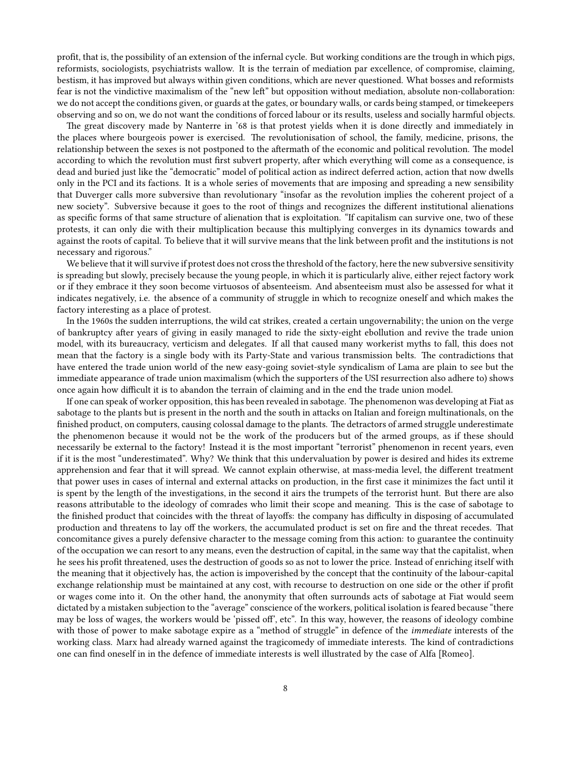profit, that is, the possibility of an extension of the infernal cycle. But working conditions are the trough in which pigs, reformists, sociologists, psychiatrists wallow. It is the terrain of mediation par excellence, of compromise, claiming, bestism, it has improved but always within given conditions, which are never questioned. What bosses and reformists fear is not the vindictive maximalism of the "new left" but opposition without mediation, absolute non-collaboration: we do not accept the conditions given, or guards at the gates, or boundary walls, or cards being stamped, or timekeepers observing and so on, we do not want the conditions of forced labour or its results, useless and socially harmful objects.

The great discovery made by Nanterre in '68 is that protest yields when it is done directly and immediately in the places where bourgeois power is exercised. The revolutionisation of school, the family, medicine, prisons, the relationship between the sexes is not postponed to the aftermath of the economic and political revolution. The model according to which the revolution must first subvert property, after which everything will come as a consequence, is dead and buried just like the "democratic" model of political action as indirect deferred action, action that now dwells only in the PCI and its factions. It is a whole series of movements that are imposing and spreading a new sensibility that Duverger calls more subversive than revolutionary "insofar as the revolution implies the coherent project of a new society". Subversive because it goes to the root of things and recognizes the different institutional alienations as specific forms of that same structure of alienation that is exploitation. "If capitalism can survive one, two of these protests, it can only die with their multiplication because this multiplying converges in its dynamics towards and against the roots of capital. To believe that it will survive means that the link between profit and the institutions is not necessary and rigorous."

We believe that it will survive if protest does not cross the threshold of the factory, here the new subversive sensitivity is spreading but slowly, precisely because the young people, in which it is particularly alive, either reject factory work or if they embrace it they soon become virtuosos of absenteeism. And absenteeism must also be assessed for what it indicates negatively, i.e. the absence of a community of struggle in which to recognize oneself and which makes the factory interesting as a place of protest.

In the 1960s the sudden interruptions, the wild cat strikes, created a certain ungovernability; the union on the verge of bankruptcy after years of giving in easily managed to ride the sixty-eight ebollution and revive the trade union model, with its bureaucracy, verticism and delegates. If all that caused many workerist myths to fall, this does not mean that the factory is a single body with its Party-State and various transmission belts. The contradictions that have entered the trade union world of the new easy-going soviet-style syndicalism of Lama are plain to see but the immediate appearance of trade union maximalism (which the supporters of the USI resurrection also adhere to) shows once again how difficult it is to abandon the terrain of claiming and in the end the trade union model.

If one can speak of worker opposition, this has been revealed in sabotage. The phenomenon was developing at Fiat as sabotage to the plants but is present in the north and the south in attacks on Italian and foreign multinationals, on the finished product, on computers, causing colossal damage to the plants. The detractors of armed struggle underestimate the phenomenon because it would not be the work of the producers but of the armed groups, as if these should necessarily be external to the factory! Instead it is the most important "terrorist" phenomenon in recent years, even if it is the most "underestimated". Why? We think that this undervaluation by power is desired and hides its extreme apprehension and fear that it will spread. We cannot explain otherwise, at mass-media level, the different treatment that power uses in cases of internal and external attacks on production, in the first case it minimizes the fact until it is spent by the length of the investigations, in the second it airs the trumpets of the terrorist hunt. But there are also reasons attributable to the ideology of comrades who limit their scope and meaning. This is the case of sabotage to the finished product that coincides with the threat of layoffs: the company has difficulty in disposing of accumulated production and threatens to lay off the workers, the accumulated product is set on fire and the threat recedes. That concomitance gives a purely defensive character to the message coming from this action: to guarantee the continuity of the occupation we can resort to any means, even the destruction of capital, in the same way that the capitalist, when he sees his profit threatened, uses the destruction of goods so as not to lower the price. Instead of enriching itself with the meaning that it objectively has, the action is impoverished by the concept that the continuity of the labour-capital exchange relationship must be maintained at any cost, with recourse to destruction on one side or the other if profit or wages come into it. On the other hand, the anonymity that often surrounds acts of sabotage at Fiat would seem dictated by a mistaken subjection to the "average" conscience of the workers, political isolation is feared because "there may be loss of wages, the workers would be 'pissed off', etc". In this way, however, the reasons of ideology combine with those of power to make sabotage expire as a "method of struggle" in defence of the *immediate* interests of the working class. Marx had already warned against the tragicomedy of immediate interests. The kind of contradictions one can find oneself in in the defence of immediate interests is well illustrated by the case of Alfa [Romeo].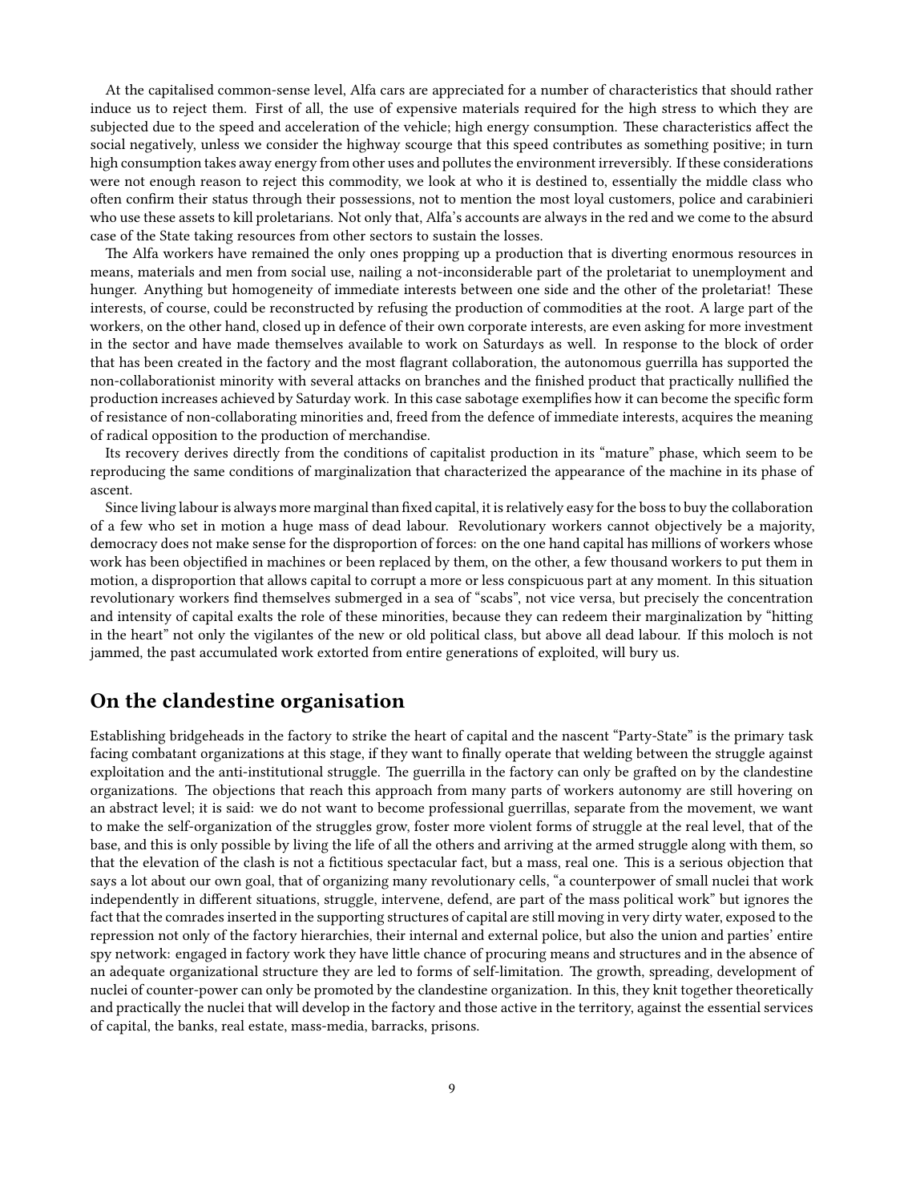At the capitalised common-sense level, Alfa cars are appreciated for a number of characteristics that should rather induce us to reject them. First of all, the use of expensive materials required for the high stress to which they are subjected due to the speed and acceleration of the vehicle; high energy consumption. These characteristics affect the social negatively, unless we consider the highway scourge that this speed contributes as something positive; in turn high consumption takes away energy from other uses and pollutes the environment irreversibly. If these considerations were not enough reason to reject this commodity, we look at who it is destined to, essentially the middle class who often confirm their status through their possessions, not to mention the most loyal customers, police and carabinieri who use these assets to kill proletarians. Not only that, Alfa's accounts are always in the red and we come to the absurd case of the State taking resources from other sectors to sustain the losses.

The Alfa workers have remained the only ones propping up a production that is diverting enormous resources in means, materials and men from social use, nailing a not-inconsiderable part of the proletariat to unemployment and hunger. Anything but homogeneity of immediate interests between one side and the other of the proletariat! These interests, of course, could be reconstructed by refusing the production of commodities at the root. A large part of the workers, on the other hand, closed up in defence of their own corporate interests, are even asking for more investment in the sector and have made themselves available to work on Saturdays as well. In response to the block of order that has been created in the factory and the most flagrant collaboration, the autonomous guerrilla has supported the non-collaborationist minority with several attacks on branches and the finished product that practically nullified the production increases achieved by Saturday work. In this case sabotage exemplifies how it can become the specific form of resistance of non-collaborating minorities and, freed from the defence of immediate interests, acquires the meaning of radical opposition to the production of merchandise.

Its recovery derives directly from the conditions of capitalist production in its "mature" phase, which seem to be reproducing the same conditions of marginalization that characterized the appearance of the machine in its phase of ascent.

Since living labour is always more marginal than fixed capital, it is relatively easy for the boss to buy the collaboration of a few who set in motion a huge mass of dead labour. Revolutionary workers cannot objectively be a majority, democracy does not make sense for the disproportion of forces: on the one hand capital has millions of workers whose work has been objectified in machines or been replaced by them, on the other, a few thousand workers to put them in motion, a disproportion that allows capital to corrupt a more or less conspicuous part at any moment. In this situation revolutionary workers find themselves submerged in a sea of "scabs", not vice versa, but precisely the concentration and intensity of capital exalts the role of these minorities, because they can redeem their marginalization by "hitting in the heart" not only the vigilantes of the new or old political class, but above all dead labour. If this moloch is not jammed, the past accumulated work extorted from entire generations of exploited, will bury us.

## On the clandestine organisation

Establishing bridgeheads in the factory to strike the heart of capital and the nascent "Party-State" is the primary task facing combatant organizations at this stage, if they want to finally operate that welding between the struggle against exploitation and the anti-institutional struggle. The guerrilla in the factory can only be grafted on by the clandestine organizations. The objections that reach this approach from many parts of workers autonomy are still hovering on an abstract level; it is said: we do not want to become professional guerrillas, separate from the movement, we want to make the self-organization of the struggles grow, foster more violent forms of struggle at the real level, that of the base, and this is only possible by living the life of all the others and arriving at the armed struggle along with them, so that the elevation of the clash is not a fictitious spectacular fact, but a mass, real one. This is a serious objection that says a lot about our own goal, that of organizing many revolutionary cells, "a counterpower of small nuclei that work independently in different situations, struggle, intervene, defend, are part of the mass political work" but ignores the fact that the comrades inserted in the supporting structures of capital are still moving in very dirty water, exposed to the repression not only of the factory hierarchies, their internal and external police, but also the union and parties' entire spy network: engaged in factory work they have little chance of procuring means and structures and in the absence of an adequate organizational structure they are led to forms of self-limitation. The growth, spreading, development of nuclei of counter-power can only be promoted by the clandestine organization. In this, they knit together theoretically and practically the nuclei that will develop in the factory and those active in the territory, against the essential services of capital, the banks, real estate, mass-media, barracks, prisons.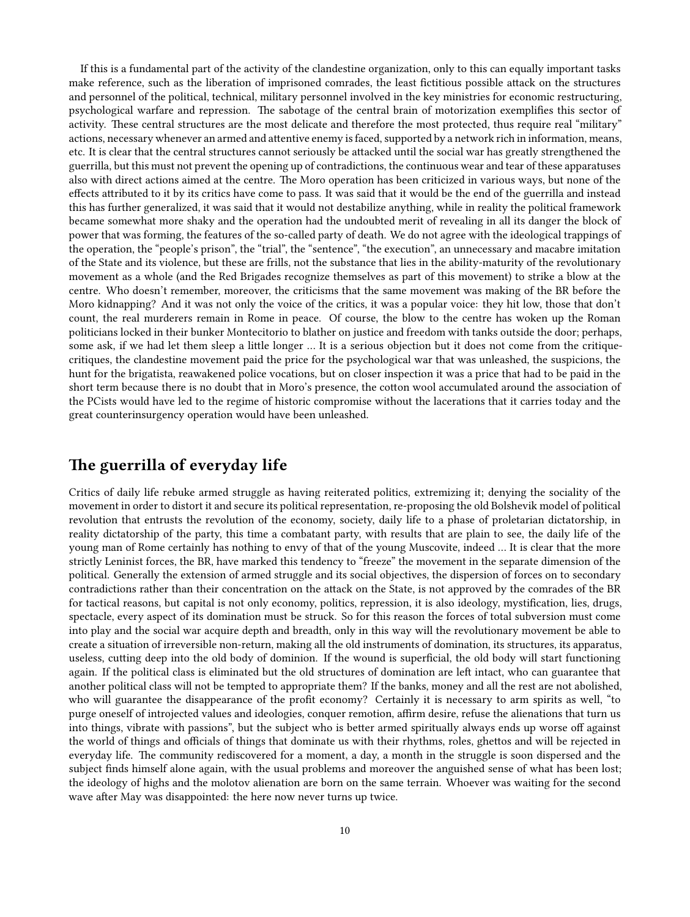If this is a fundamental part of the activity of the clandestine organization, only to this can equally important tasks make reference, such as the liberation of imprisoned comrades, the least fictitious possible attack on the structures and personnel of the political, technical, military personnel involved in the key ministries for economic restructuring, psychological warfare and repression. The sabotage of the central brain of motorization exemplifies this sector of activity. These central structures are the most delicate and therefore the most protected, thus require real "military" actions, necessary whenever an armed and attentive enemy is faced, supported by a network rich in information, means, etc. It is clear that the central structures cannot seriously be attacked until the social war has greatly strengthened the guerrilla, but this must not prevent the opening up of contradictions, the continuous wear and tear of these apparatuses also with direct actions aimed at the centre. The Moro operation has been criticized in various ways, but none of the effects attributed to it by its critics have come to pass. It was said that it would be the end of the guerrilla and instead this has further generalized, it was said that it would not destabilize anything, while in reality the political framework became somewhat more shaky and the operation had the undoubted merit of revealing in all its danger the block of power that was forming, the features of the so-called party of death. We do not agree with the ideological trappings of the operation, the "people's prison", the "trial", the "sentence", "the execution", an unnecessary and macabre imitation of the State and its violence, but these are frills, not the substance that lies in the ability-maturity of the revolutionary movement as a whole (and the Red Brigades recognize themselves as part of this movement) to strike a blow at the centre. Who doesn't remember, moreover, the criticisms that the same movement was making of the BR before the Moro kidnapping? And it was not only the voice of the critics, it was a popular voice: they hit low, those that don't count, the real murderers remain in Rome in peace. Of course, the blow to the centre has woken up the Roman politicians locked in their bunker Montecitorio to blather on justice and freedom with tanks outside the door; perhaps, some ask, if we had let them sleep a little longer … It is a serious objection but it does not come from the critique-critiques, the clandestine movement paid the price for the psychological war that was unleashed, the suspicions, the hunt for the brigatista, reawakened police vocations, but on closer inspection it was a price that had to be paid in the short term because there is no doubt that in Moro's presence, the cotton wool accumulated around the association of the PCists would have led to the regime of historic compromise without the lacerations that it carries today and the great counterinsurgency operation would have been unleashed.

## The guerrilla of everyday life

Critics of daily life rebuke armed struggle as having reiterated politics, extremizing it; denying the sociality of the movement in order to distort it and secure its political representation, re-proposing the old Bolshevik model of political revolution that entrusts the revolution of the economy, society, daily life to a phase of proletarian dictatorship, in reality dictatorship of the party, this time a combatant party, with results that are plain to see, the daily life of the young man of Rome certainly has nothing to envy of that of the young Muscovite, indeed … It is clear that the more strictly Leninist forces, the BR, have marked this tendency to "freeze" the movement in the separate dimension of the political. Generally the extension of armed struggle and its social objectives, the dispersion of forces on to secondary contradictions rather than their concentration on the attack on the State, is not approved by the comrades of the BR for tactical reasons, but capital is not only economy, politics, repression, it is also ideology, mystification, lies, drugs, spectacle, every aspect of its domination must be struck. So for this reason the forces of total subversion must come into play and the social war acquire depth and breadth, only in this way will the revolutionary movement be able to create a situation of irreversible non-return, making all the old instruments of domination, its structures, its apparatus, useless, cutting deep into the old body of dominion. If the wound is superficial, the old body will start functioning again. If the political class is eliminated but the old structures of domination are left intact, who can guarantee that another political class will not be tempted to appropriate them? If the banks, money and all the rest are not abolished, who will guarantee the disappearance of the profit economy? Certainly it is necessary to arm spirits as well, "to purge oneself of introjected values and ideologies, conquer remotion, affirm desire, refuse the alienations that turn us into things, vibrate with passions", but the subject who is better armed spiritually always ends up worse off against the world of things and officials of things that dominate us with their rhythms, roles, ghettos and will be rejected in everyday life. The community rediscovered for a moment, a day, a month in the struggle is soon dispersed and the subject finds himself alone again, with the usual problems and moreover the anguished sense of what has been lost; the ideology of highs and the molotov alienation are born on the same terrain. Whoever was waiting for the second wave after May was disappointed: the here now never turns up twice.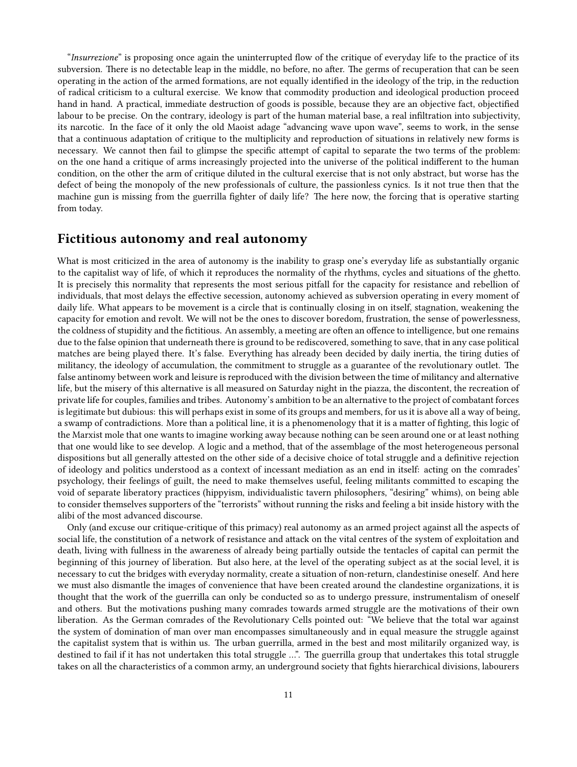"*Insurrezione*" is proposing once again the uninterrupted flow of the critique of everyday life to the practice of its subversion. There is no detectable leap in the middle, no before, no after. The germs of recuperation that can be seen operating in the action of the armed formations, are not equally identified in the ideology of the trip, in the reduction of radical criticism to a cultural exercise. We know that commodity production and ideological production proceed hand in hand. A practical, immediate destruction of goods is possible, because they are an objective fact, objectified labour to be precise. On the contrary, ideology is part of the human material base, a real infiltration into subjectivity, its narcotic. In the face of it only the old Maoist adage "advancing wave upon wave", seems to work, in the sense that a continuous adaptation of critique to the multiplicity and reproduction of situations in relatively new forms is necessary. We cannot then fail to glimpse the specific attempt of capital to separate the two terms of the problem: on the one hand a critique of arms increasingly projected into the universe of the political indifferent to the human condition, on the other the arm of critique diluted in the cultural exercise that is not only abstract, but worse has the defect of being the monopoly of the new professionals of culture, the passionless cynics. Is it not true then that the machine gun is missing from the guerrilla fighter of daily life? The here now, the forcing that is operative starting from today.

## Fictitious autonomy and real autonomy

What is most criticized in the area of autonomy is the inability to grasp one's everyday life as substantially organic to the capitalist way of life, of which it reproduces the normality of the rhythms, cycles and situations of the ghetto. It is precisely this normality that represents the most serious pitfall for the capacity for resistance and rebellion of individuals, that most delays the effective secession, autonomy achieved as subversion operating in every moment of daily life. What appears to be movement is a circle that is continually closing in on itself, stagnation, weakening the capacity for emotion and revolt. We will not be the ones to discover boredom, frustration, the sense of powerlessness, the coldness of stupidity and the fictitious. An assembly, a meeting are often an offence to intelligence, but one remains due to the false opinion that underneath there is ground to be rediscovered, something to save, that in any case political matches are being played there. It's false. Everything has already been decided by daily inertia, the tiring duties of militancy, the ideology of accumulation, the commitment to struggle as a guarantee of the revolutionary outlet. The false antinomy between work and leisure is reproduced with the division between the time of militancy and alternative life, but the misery of this alternative is all measured on Saturday night in the piazza, the discontent, the recreation of private life for couples, families and tribes. Autonomy's ambition to be an alternative to the project of combatant forces is legitimate but dubious: this will perhaps exist in some of its groups and members, for us it is above all a way of being, a swamp of contradictions. More than a political line, it is a phenomenology that it is a matter of fighting, this logic of the Marxist mole that one wants to imagine working away because nothing can be seen around one or at least nothing that one would like to see develop. A logic and a method, that of the assemblage of the most heterogeneous personal dispositions but all generally attested on the other side of a decisive choice of total struggle and a definitive rejection of ideology and politics understood as a context of incessant mediation as an end in itself: acting on the comrades' psychology, their feelings of guilt, the need to make themselves useful, feeling militants committed to escaping the void of separate liberatory practices (hippyism, individualistic tavern philosophers, "desiring" whims), on being able to consider themselves supporters of the "terrorists" without running the risks and feeling a bit inside history with the alibi of the most advanced discourse.

Only (and excuse our critique-critique of this primacy) real autonomy as an armed project against all the aspects of social life, the constitution of a network of resistance and attack on the vital centres of the system of exploitation and death, living with fullness in the awareness of already being partially outside the tentacles of capital can permit the beginning of this journey of liberation. But also here, at the level of the operating subject as at the social level, it is necessary to cut the bridges with everyday normality, create a situation of non-return, clandestinise oneself. And here we must also dismantle the images of convenience that have been created around the clandestine organizations, it is thought that the work of the guerrilla can only be conducted so as to undergo pressure, instrumentalism of oneself and others. But the motivations pushing many comrades towards armed struggle are the motivations of their own liberation. As the German comrades of the Revolutionary Cells pointed out: "We believe that the total war against the system of domination of man over man encompasses simultaneously and in equal measure the struggle against the capitalist system that is within us. The urban guerrilla, armed in the best and most militarily organized way, is destined to fail if it has not undertaken this total struggle …". The guerrilla group that undertakes this total struggle takes on all the characteristics of a common army, an underground society that fights hierarchical divisions, labourers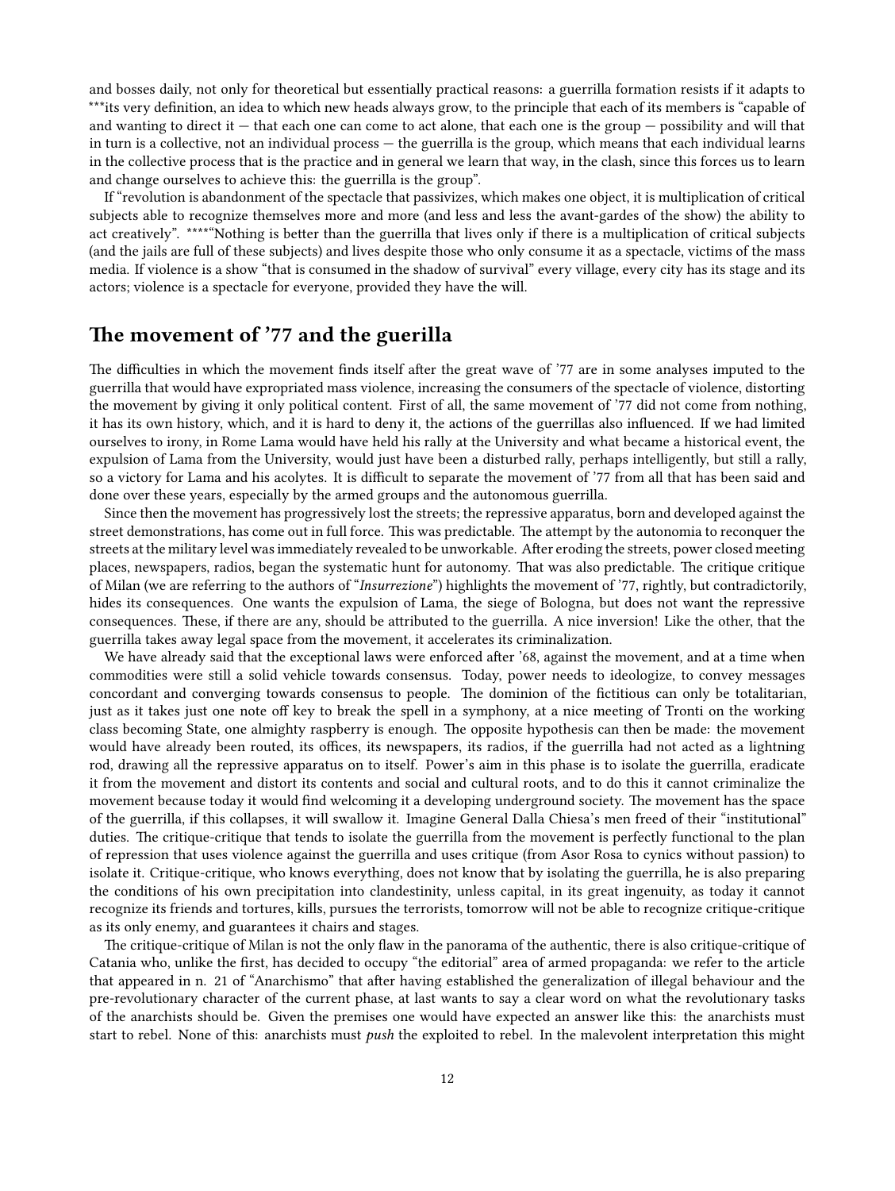and bosses daily, not only for theoretical but essentially practical reasons: a guerrilla formation resists if it adapts to ***its very definition, an idea to which new heads always grow, to the principle that each of its members is "capable of and wanting to direct it — that each one can come to act alone, that each one is the group — possibility and will that in turn is a collective, not an individual process — the guerrilla is the group, which means that each individual learns in the collective process that is the practice and in general we learn that way, in the clash, since this forces us to learn and change ourselves to achieve this: the guerrilla is the group".

If "revolution is abandonment of the spectacle that passivizes, which makes one object, it is multiplication of critical subjects able to recognize themselves more and more (and less and less the avant-gardes of the show) the ability to act creatively". *****"Nothing is better than the guerrilla that lives only if there is a multiplication of critical subjects (and the jails are full of these subjects) and lives despite those who only consume it as a spectacle, victims of the mass media. If violence is a show "that is consumed in the shadow of survival" every village, every city has its stage and its actors; violence is a spectacle for everyone, provided they have the will.

## The movement of '77 and the guerilla

The difficulties in which the movement finds itself after the great wave of '77 are in some analyses imputed to the guerrilla that would have expropriated mass violence, increasing the consumers of the spectacle of violence, distorting the movement by giving it only political content. First of all, the same movement of '77 did not come from nothing, it has its own history, which, and it is hard to deny it, the actions of the guerrillas also influenced. If we had limited ourselves to irony, in Rome Lama would have held his rally at the University and what became a historical event, the expulsion of Lama from the University, would just have been a disturbed rally, perhaps intelligently, but still a rally, so a victory for Lama and his acolytes. It is difficult to separate the movement of '77 from all that has been said and done over these years, especially by the armed groups and the autonomous guerrilla.

Since then the movement has progressively lost the streets; the repressive apparatus, born and developed against the street demonstrations, has come out in full force. This was predictable. The attempt by the autonomia to reconquer the streets at the military level was immediately revealed to be unworkable. After eroding the streets, power closed meeting places, newspapers, radios, began the systematic hunt for autonomy. That was also predictable. The critique critique of Milan (we are referring to the authors of "*Insurrezione*") highlights the movement of '77, rightly, but contradictorily, hides its consequences. One wants the expulsion of Lama, the siege of Bologna, but does not want the repressive consequences. These, if there are any, should be attributed to the guerrilla. A nice inversion! Like the other, that the guerrilla takes away legal space from the movement, it accelerates its criminalization.

We have already said that the exceptional laws were enforced after '68, against the movement, and at a time when commodities were still a solid vehicle towards consensus. Today, power needs to ideologize, to convey messages concordant and converging towards consensus to people. The dominion of the fictitious can only be totalitarian, just as it takes just one note off key to break the spell in a symphony, at a nice meeting of Tronti on the working class becoming State, one almighty raspberry is enough. The opposite hypothesis can then be made: the movement would have already been routed, its offices, its newspapers, its radios, if the guerrilla had not acted as a lightning rod, drawing all the repressive apparatus on to itself. Power's aim in this phase is to isolate the guerrilla, eradicate it from the movement and distort its contents and social and cultural roots, and to do this it cannot criminalize the movement because today it would find welcoming it a developing underground society. The movement has the space of the guerrilla, if this collapses, it will swallow it. Imagine General Dalla Chiesa's men freed of their "institutional" duties. The critique-critique that tends to isolate the guerrilla from the movement is perfectly functional to the plan of repression that uses violence against the guerrilla and uses critique (from Asor Rosa to cynics without passion) to isolate it. Critique-critique, who knows everything, does not know that by isolating the guerrilla, he is also preparing the conditions of his own precipitation into clandestinity, unless capital, in its great ingenuity, as today it cannot recognize its friends and tortures, kills, pursues the terrorists, tomorrow will not be able to recognize critique-critique as its only enemy, and guarantees it chairs and stages.

The critique-critique of Milan is not the only flaw in the panorama of the authentic, there is also critique-critique of Catania who, unlike the first, has decided to occupy "the editorial" area of armed propaganda: we refer to the article that appeared in n. 21 of "Anarchismo" that after having established the generalization of illegal behaviour and the pre-revolutionary character of the current phase, at last wants to say a clear word on what the revolutionary tasks of the anarchists should be. Given the premises one would have expected an answer like this: the anarchists must start to rebel. None of this: anarchists must *push* the exploited to rebel. In the malevolent interpretation this might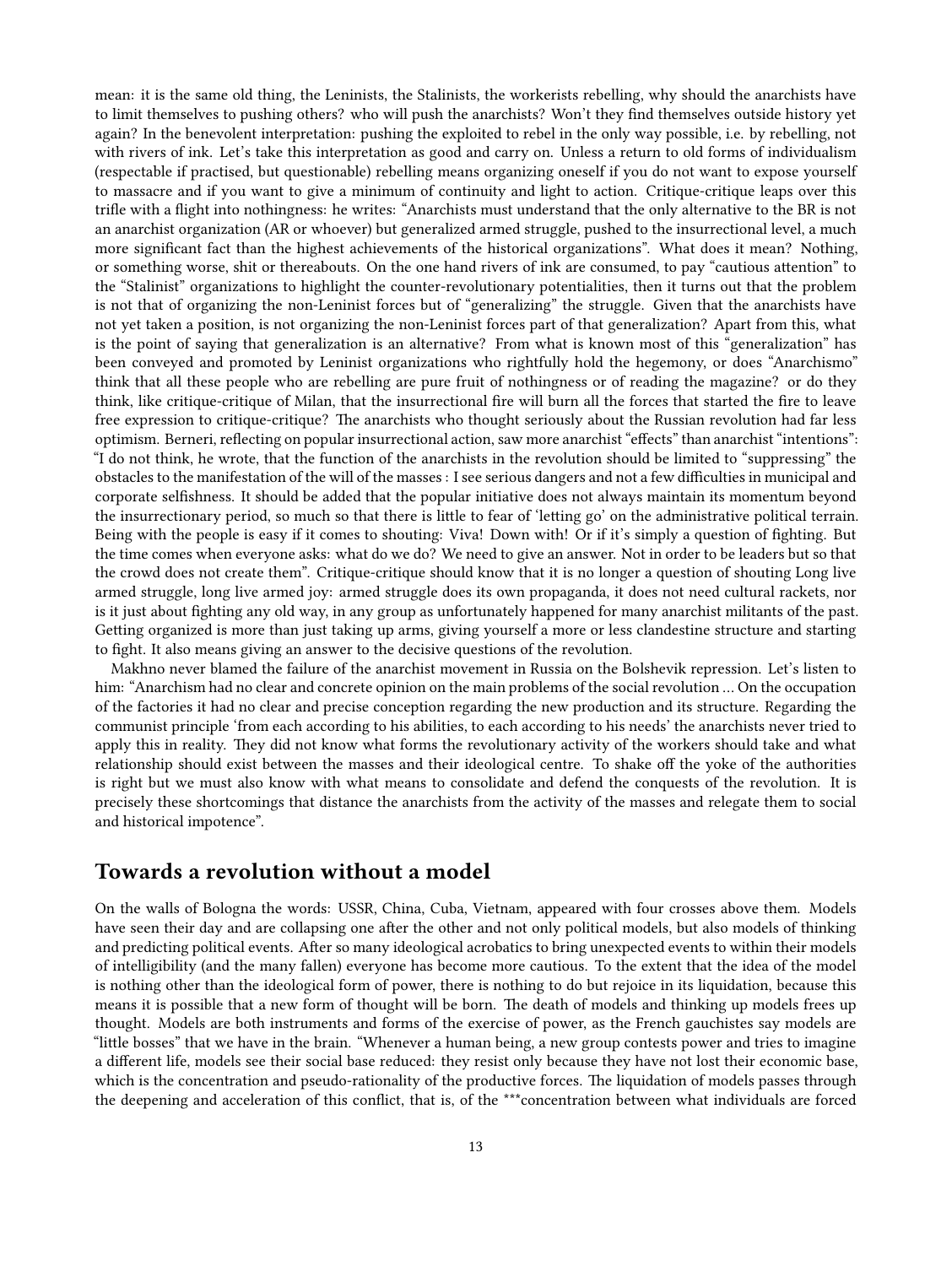mean: it is the same old thing, the Leninists, the Stalinists, the workerists rebelling, why should the anarchists have to limit themselves to pushing others? who will push the anarchists? Won't they find themselves outside history yet again? In the benevolent interpretation: pushing the exploited to rebel in the only way possible, i.e. by rebelling, not with rivers of ink. Let's take this interpretation as good and carry on. Unless a return to old forms of individualism (respectable if practised, but questionable) rebelling means organizing oneself if you do not want to expose yourself to massacre and if you want to give a minimum of continuity and light to action. Critique-critique leaps over this trifle with a flight into nothingness: he writes: "Anarchists must understand that the only alternative to the BR is not an anarchist organization (AR or whoever) but generalized armed struggle, pushed to the insurrectional level, a much more significant fact than the highest achievements of the historical organizations". What does it mean? Nothing, or something worse, shit or thereabouts. On the one hand rivers of ink are consumed, to pay "cautious attention" to the "Stalinist" organizations to highlight the counter-revolutionary potentialities, then it turns out that the problem is not that of organizing the non-Leninist forces but of "generalizing" the struggle. Given that the anarchists have not yet taken a position, is not organizing the non-Leninist forces part of that generalization? Apart from this, what is the point of saying that generalization is an alternative? From what is known most of this "generalization" has been conveyed and promoted by Leninist organizations who rightfully hold the hegemony, or does "Anarchismo" think that all these people who are rebelling are pure fruit of nothingness or of reading the magazine? or do they think, like critique-critique of Milan, that the insurrectional fire will burn all the forces that started the fire to leave free expression to critique-critique? The anarchists who thought seriously about the Russian revolution had far less optimism. Berneri, reflecting on popular insurrectional action, saw more anarchist "effects" than anarchist "intentions": "I do not think, he wrote, that the function of the anarchists in the revolution should be limited to "suppressing" the obstacles to the manifestation of the will of the masses : I see serious dangers and not a few difficulties in municipal and corporate selfishness. It should be added that the popular initiative does not always maintain its momentum beyond the insurrectionary period, so much so that there is little to fear of 'letting go' on the administrative political terrain. Being with the people is easy if it comes to shouting: Viva! Down with! Or if it's simply a question of fighting. But the time comes when everyone asks: what do we do? We need to give an answer. Not in order to be leaders but so that the crowd does not create them". Critique-critique should know that it is no longer a question of shouting Long live armed struggle, long live armed joy: armed struggle does its own propaganda, it does not need cultural rackets, nor is it just about fighting any old way, in any group as unfortunately happened for many anarchist militants of the past. Getting organized is more than just taking up arms, giving yourself a more or less clandestine structure and starting to fight. It also means giving an answer to the decisive questions of the revolution.

Makhno never blamed the failure of the anarchist movement in Russia on the Bolshevik repression. Let's listen to him: "Anarchism had no clear and concrete opinion on the main problems of the social revolution … On the occupation of the factories it had no clear and precise conception regarding the new production and its structure. Regarding the communist principle 'from each according to his abilities, to each according to his needs' the anarchists never tried to apply this in reality. They did not know what forms the revolutionary activity of the workers should take and what relationship should exist between the masses and their ideological centre. To shake off the yoke of the authorities is right but we must also know with what means to consolidate and defend the conquests of the revolution. It is precisely these shortcomings that distance the anarchists from the activity of the masses and relegate them to social and historical impotence".

## Towards a revolution without a model

On the walls of Bologna the words: USSR, China, Cuba, Vietnam, appeared with four crosses above them. Models have seen their day and are collapsing one after the other and not only political models, but also models of thinking and predicting political events. After so many ideological acrobatics to bring unexpected events to within their models of intelligibility (and the many fallen) everyone has become more cautious. To the extent that the idea of the model is nothing other than the ideological form of power, there is nothing to do but rejoice in its liquidation, because this means it is possible that a new form of thought will be born. The death of models and thinking up models frees up thought. Models are both instruments and forms of the exercise of power, as the French gauchistes say models are "little bosses" that we have in the brain. "Whenever a human being, a new group contests power and tries to imagine a different life, models see their social base reduced: they resist only because they have not lost their economic base, which is the concentration and pseudo-rationality of the productive forces. The liquidation of models passes through the deepening and acceleration of this conflict, that is, of the ***concentration between what individuals are forced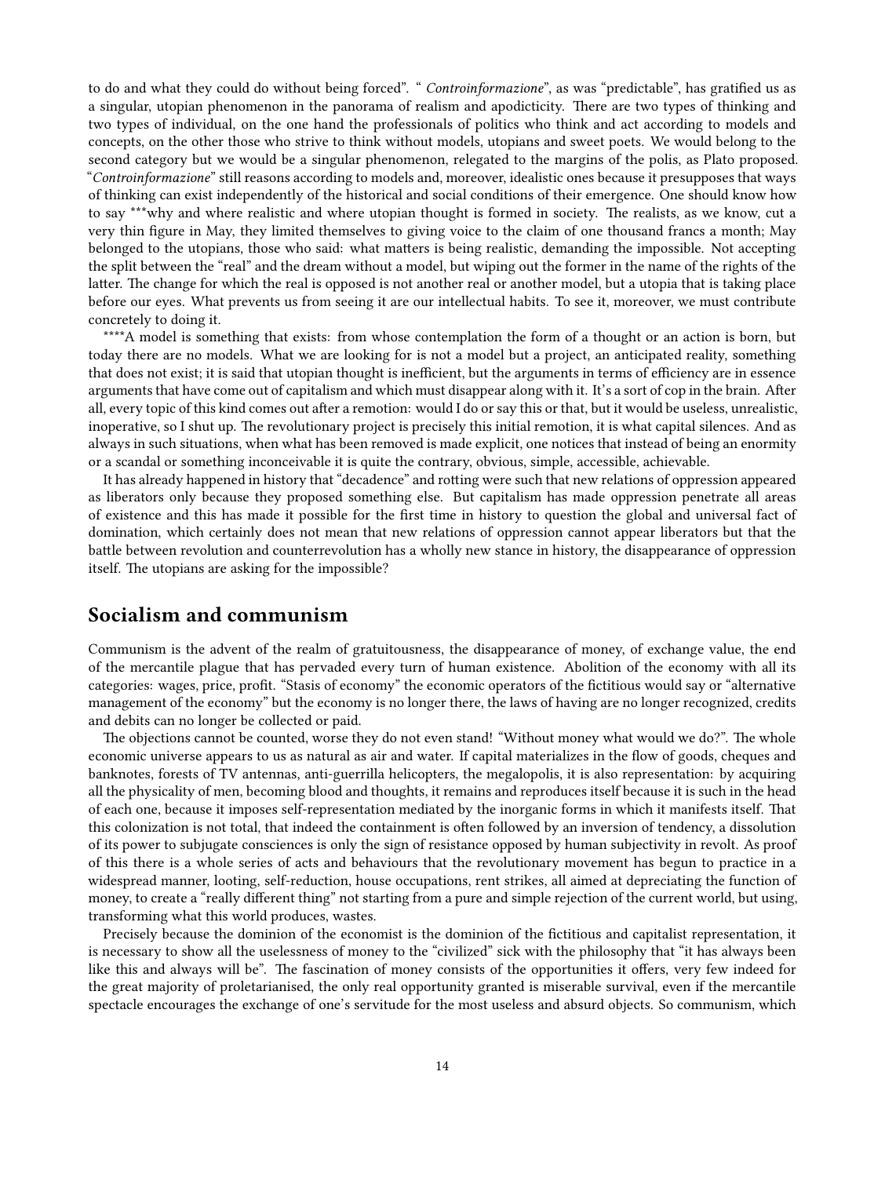to do and what they could do without being forced". " *Controinformazione*", as was "predictable", has gratified us as a singular, utopian phenomenon in the panorama of realism and apodicticity. There are two types of thinking and two types of individual, on the one hand the professionals of politics who think and act according to models and concepts, on the other those who strive to think without models, utopians and sweet poets. We would belong to the second category but we would be a singular phenomenon, relegated to the margins of the polis, as Plato proposed. "*Controinformazione*" still reasons according to models and, moreover, idealistic ones because it presupposes that ways of thinking can exist independently of the historical and social conditions of their emergence. One should know how to say ***why and where realistic and where utopian thought is formed in society. The realists, as we know, cut a very thin figure in May, they limited themselves to giving voice to the claim of one thousand francs a month; May belonged to the utopians, those who said: what matters is being realistic, demanding the impossible. Not accepting the split between the "real" and the dream without a model, but wiping out the former in the name of the rights of the latter. The change for which the real is opposed is not another real or another model, but a utopia that is taking place before our eyes. What prevents us from seeing it are our intellectual habits. To see it, moreover, we must contribute concretely to doing it.

****A model is something that exists: from whose contemplation the form of a thought or an action is born, but today there are no models. What we are looking for is not a model but a project, an anticipated reality, something that does not exist; it is said that utopian thought is inefficient, but the arguments in terms of efficiency are in essence arguments that have come out of capitalism and which must disappear along with it. It's a sort of cop in the brain. After all, every topic of this kind comes out after a remotion: would I do or say this or that, but it would be useless, unrealistic, inoperative, so I shut up. The revolutionary project is precisely this initial remotion, it is what capital silences. And as always in such situations, when what has been removed is made explicit, one notices that instead of being an enormity or a scandal or something inconceivable it is quite the contrary, obvious, simple, accessible, achievable.

It has already happened in history that "decadence" and rotting were such that new relations of oppression appeared as liberators only because they proposed something else. But capitalism has made oppression penetrate all areas of existence and this has made it possible for the first time in history to question the global and universal fact of domination, which certainly does not mean that new relations of oppression cannot appear liberators but that the battle between revolution and counterrevolution has a wholly new stance in history, the disappearance of oppression itself. The utopians are asking for the impossible?

## Socialism and communism

Communism is the advent of the realm of gratuitousness, the disappearance of money, of exchange value, the end of the mercantile plague that has pervaded every turn of human existence. Abolition of the economy with all its categories: wages, price, profit. "Stasis of economy" the economic operators of the fictitious would say or "alternative management of the economy" but the economy is no longer there, the laws of having are no longer recognized, credits and debits can no longer be collected or paid.

The objections cannot be counted, worse they do not even stand! "Without money what would we do?". The whole economic universe appears to us as natural as air and water. If capital materializes in the flow of goods, cheques and banknotes, forests of TV antennas, anti-guerrilla helicopters, the megalopolis, it is also representation: by acquiring all the physicality of men, becoming blood and thoughts, it remains and reproduces itself because it is such in the head of each one, because it imposes self-representation mediated by the inorganic forms in which it manifests itself. That this colonization is not total, that indeed the containment is often followed by an inversion of tendency, a dissolution of its power to subjugate consciences is only the sign of resistance opposed by human subjectivity in revolt. As proof of this there is a whole series of acts and behaviours that the revolutionary movement has begun to practice in a widespread manner, looting, self-reduction, house occupations, rent strikes, all aimed at depreciating the function of money, to create a "really different thing" not starting from a pure and simple rejection of the current world, but using, transforming what this world produces, wastes.

Precisely because the dominion of the economist is the dominion of the fictitious and capitalist representation, it is necessary to show all the uselessness of money to the "civilized" sick with the philosophy that "it has always been like this and always will be". The fascination of money consists of the opportunities it offers, very few indeed for the great majority of proletarianised, the only real opportunity granted is miserable survival, even if the mercantile spectacle encourages the exchange of one's servitude for the most useless and absurd objects. So communism, which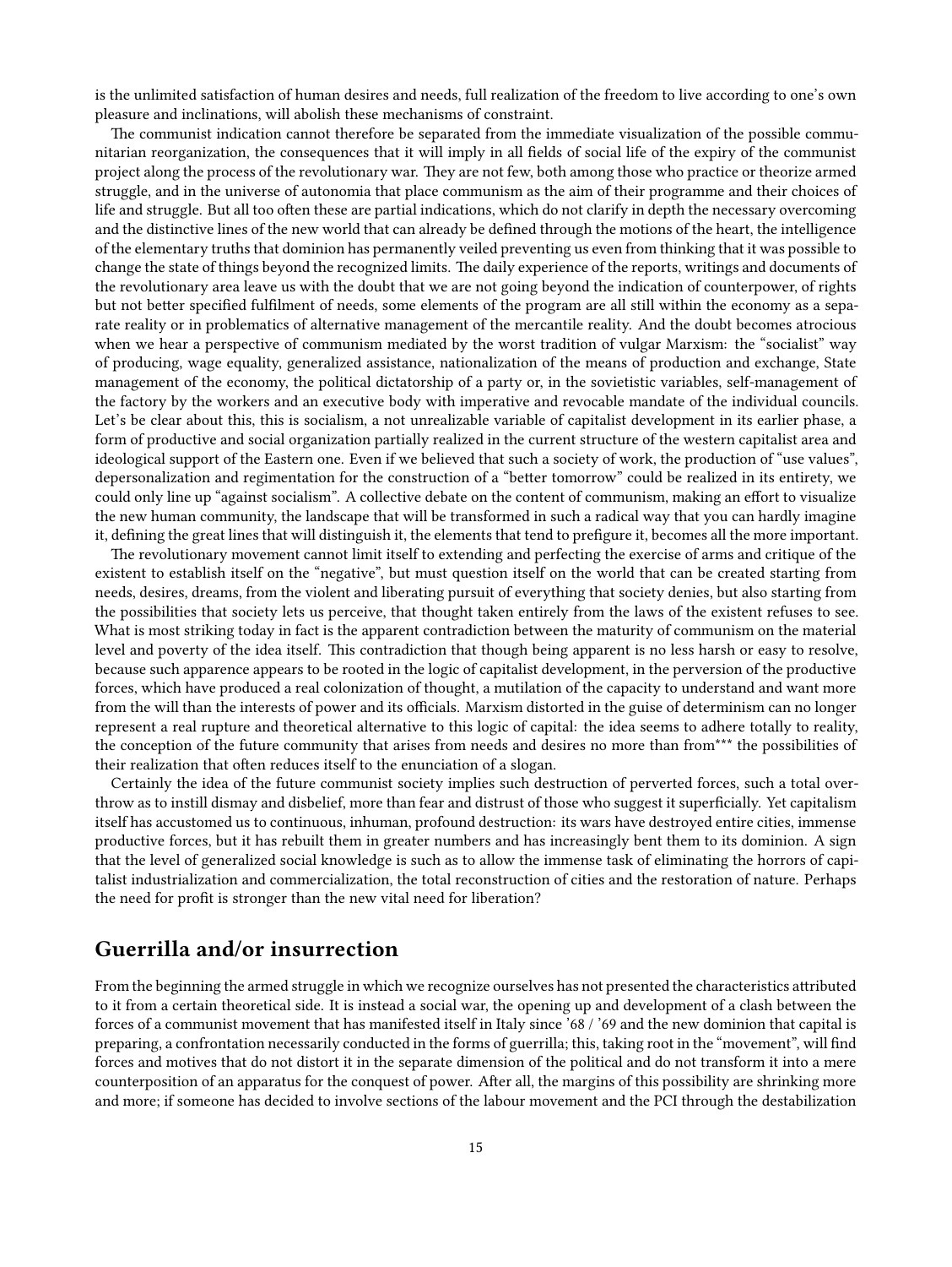is the unlimited satisfaction of human desires and needs, full realization of the freedom to live according to one's own pleasure and inclinations, will abolish these mechanisms of constraint.

The communist indication cannot therefore be separated from the immediate visualization of the possible communitarian reorganization, the consequences that it will imply in all fields of social life of the expiry of the communist project along the process of the revolutionary war. They are not few, both among those who practice or theorize armed struggle, and in the universe of autonomia that place communism as the aim of their programme and their choices of life and struggle. But all too often these are partial indications, which do not clarify in depth the necessary overcoming and the distinctive lines of the new world that can already be defined through the motions of the heart, the intelligence of the elementary truths that dominion has permanently veiled preventing us even from thinking that it was possible to change the state of things beyond the recognized limits. The daily experience of the reports, writings and documents of the revolutionary area leave us with the doubt that we are not going beyond the indication of counterpower, of rights but not better specified fulfilment of needs, some elements of the program are all still within the economy as a separate reality or in problematics of alternative management of the mercantile reality. And the doubt becomes atrocious when we hear a perspective of communism mediated by the worst tradition of vulgar Marxism: the "socialist" way of producing, wage equality, generalized assistance, nationalization of the means of production and exchange, State management of the economy, the political dictatorship of a party or, in the sovietistic variables, self-management of the factory by the workers and an executive body with imperative and revocable mandate of the individual councils. Let's be clear about this, this is socialism, a not unrealizable variable of capitalist development in its earlier phase, a form of productive and social organization partially realized in the current structure of the western capitalist area and ideological support of the Eastern one. Even if we believed that such a society of work, the production of "use values", depersonalization and regimentation for the construction of a "better tomorrow" could be realized in its entirety, we could only line up "against socialism". A collective debate on the content of communism, making an effort to visualize the new human community, the landscape that will be transformed in such a radical way that you can hardly imagine it, defining the great lines that will distinguish it, the elements that tend to prefigure it, becomes all the more important.

The revolutionary movement cannot limit itself to extending and perfecting the exercise of arms and critique of the existent to establish itself on the "negative", but must question itself on the world that can be created starting from needs, desires, dreams, from the violent and liberating pursuit of everything that society denies, but also starting from the possibilities that society lets us perceive, that thought taken entirely from the laws of the existent refuses to see. What is most striking today in fact is the apparent contradiction between the maturity of communism on the material level and poverty of the idea itself. This contradiction that though being apparent is no less harsh or easy to resolve, because such apparence appears to be rooted in the logic of capitalist development, in the perversion of the productive forces, which have produced a real colonization of thought, a mutilation of the capacity to understand and want more from the will than the interests of power and its officials. Marxism distorted in the guise of determinism can no longer represent a real rupture and theoretical alternative to this logic of capital: the idea seems to adhere totally to reality, the conception of the future community that arises from needs and desires no more than from*** the possibilities of their realization that often reduces itself to the enunciation of a slogan.

Certainly the idea of the future communist society implies such destruction of perverted forces, such a total overthrow as to instill dismay and disbelief, more than fear and distrust of those who suggest it superficially. Yet capitalism itself has accustomed us to continuous, inhuman, profound destruction: its wars have destroyed entire cities, immense productive forces, but it has rebuilt them in greater numbers and has increasingly bent them to its dominion. A sign that the level of generalized social knowledge is such as to allow the immense task of eliminating the horrors of capitalist industrialization and commercialization, the total reconstruction of cities and the restoration of nature. Perhaps the need for profit is stronger than the new vital need for liberation?

## Guerrilla and/or insurrection

From the beginning the armed struggle in which we recognize ourselves has not presented the characteristics attributed to it from a certain theoretical side. It is instead a social war, the opening up and development of a clash between the forces of a communist movement that has manifested itself in Italy since '68 / '69 and the new dominion that capital is preparing, a confrontation necessarily conducted in the forms of guerrilla; this, taking root in the "movement", will find forces and motives that do not distort it in the separate dimension of the political and do not transform it into a mere counterposition of an apparatus for the conquest of power. After all, the margins of this possibility are shrinking more and more; if someone has decided to involve sections of the labour movement and the PCI through the destabilization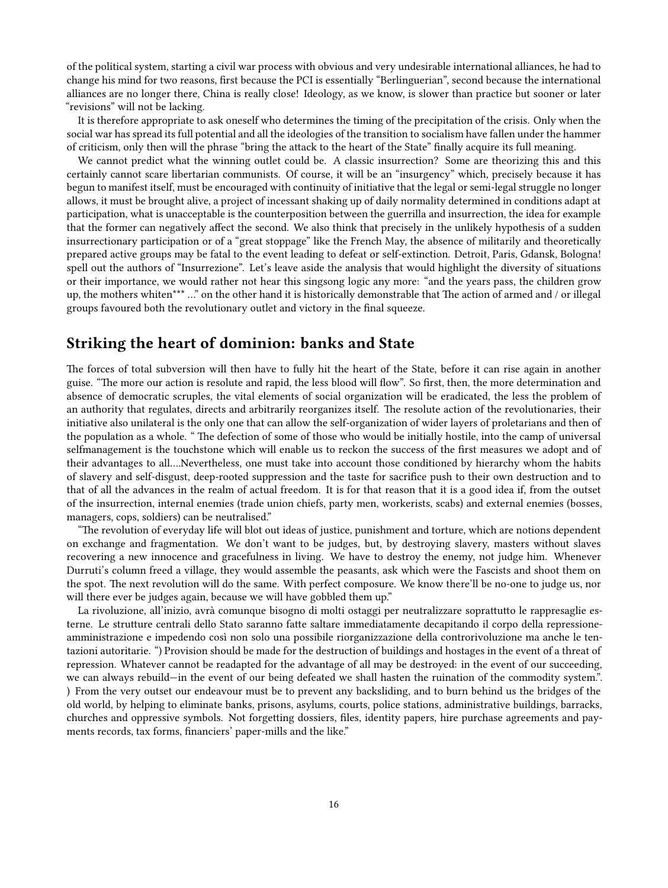of the political system, starting a civil war process with obvious and very undesirable international alliances, he had to change his mind for two reasons, first because the PCI is essentially "Berlinguerian", second because the international alliances are no longer there, China is really close! Ideology, as we know, is slower than practice but sooner or later "revisions" will not be lacking.

It is therefore appropriate to ask oneself who determines the timing of the precipitation of the crisis. Only when the social war has spread its full potential and all the ideologies of the transition to socialism have fallen under the hammer of criticism, only then will the phrase "bring the attack to the heart of the State" finally acquire its full meaning.

We cannot predict what the winning outlet could be. A classic insurrection? Some are theorizing this and this certainly cannot scare libertarian communists. Of course, it will be an "insurgency" which, precisely because it has begun to manifest itself, must be encouraged with continuity of initiative that the legal or semi-legal struggle no longer allows, it must be brought alive, a project of incessant shaking up of daily normality determined in conditions adapt at participation, what is unacceptable is the counterposition between the guerrilla and insurrection, the idea for example that the former can negatively affect the second. We also think that precisely in the unlikely hypothesis of a sudden insurrectionary participation or of a "great stoppage" like the French May, the absence of militarily and theoretically prepared active groups may be fatal to the event leading to defeat or self-extinction. Detroit, Paris, Gdansk, Bologna! spell out the authors of "Insurrezione". Let's leave aside the analysis that would highlight the diversity of situations or their importance, we would rather not hear this singsong logic any more: "and the years pass, the children grow up, the mothers whiten*** …" on the other hand it is historically demonstrable that The action of armed and / or illegal groups favoured both the revolutionary outlet and victory in the final squeeze.

## Striking the heart of dominion: banks and State

The forces of total subversion will then have to fully hit the heart of the State, before it can rise again in another guise. "The more our action is resolute and rapid, the less blood will flow". So first, then, the more determination and absence of democratic scruples, the vital elements of social organization will be eradicated, the less the problem of an authority that regulates, directs and arbitrarily reorganizes itself. The resolute action of the revolutionaries, their initiative also unilateral is the only one that can allow the self-organization of wider layers of proletarians and then of the population as a whole. " The defection of some of those who would be initially hostile, into the camp of universal selfmanagement is the touchstone which will enable us to reckon the success of the first measures we adopt and of their advantages to all….Nevertheless, one must take into account those conditioned by hierarchy whom the habits of slavery and self-disgust, deep-rooted suppression and the taste for sacrifice push to their own destruction and to that of all the advances in the realm of actual freedom. It is for that reason that it is a good idea if, from the outset of the insurrection, internal enemies (trade union chiefs, party men, workerists, scabs) and external enemies (bosses, managers, cops, soldiers) can be neutralised."

"The revolution of everyday life will blot out ideas of justice, punishment and torture, which are notions dependent on exchange and fragmentation. We don't want to be judges, but, by destroying slavery, masters without slaves recovering a new innocence and gracefulness in living. We have to destroy the enemy, not judge him. Whenever Durruti's column freed a village, they would assemble the peasants, ask which were the Fascists and shoot them on the spot. The next revolution will do the same. With perfect composure. We know there'll be no-one to judge us, nor will there ever be judges again, because we will have gobbled them up."

La rivoluzione, all'inizio, avrà comunque bisogno di molti ostaggi per neutralizzare soprattutto le rappresaglie esterne. Le strutture centrali dello Stato saranno fatte saltare immediatamente decapitando il corpo della repressione-amministrazione e impedendo così non solo una possibile riorganizzazione della controrivoluzione ma anche le tentazioni autoritarie. ") Provision should be made for the destruction of buildings and hostages in the event of a threat of repression. Whatever cannot be readapted for the advantage of all may be destroyed: in the event of our succeeding, we can always rebuild—in the event of our being defeated we shall hasten the ruination of the commodity system.". ) From the very outset our endeavour must be to prevent any backsliding, and to burn behind us the bridges of the old world, by helping to eliminate banks, prisons, asylums, courts, police stations, administrative buildings, barracks, churches and oppressive symbols. Not forgetting dossiers, files, identity papers, hire purchase agreements and payments records, tax forms, financiers' paper-mills and the like."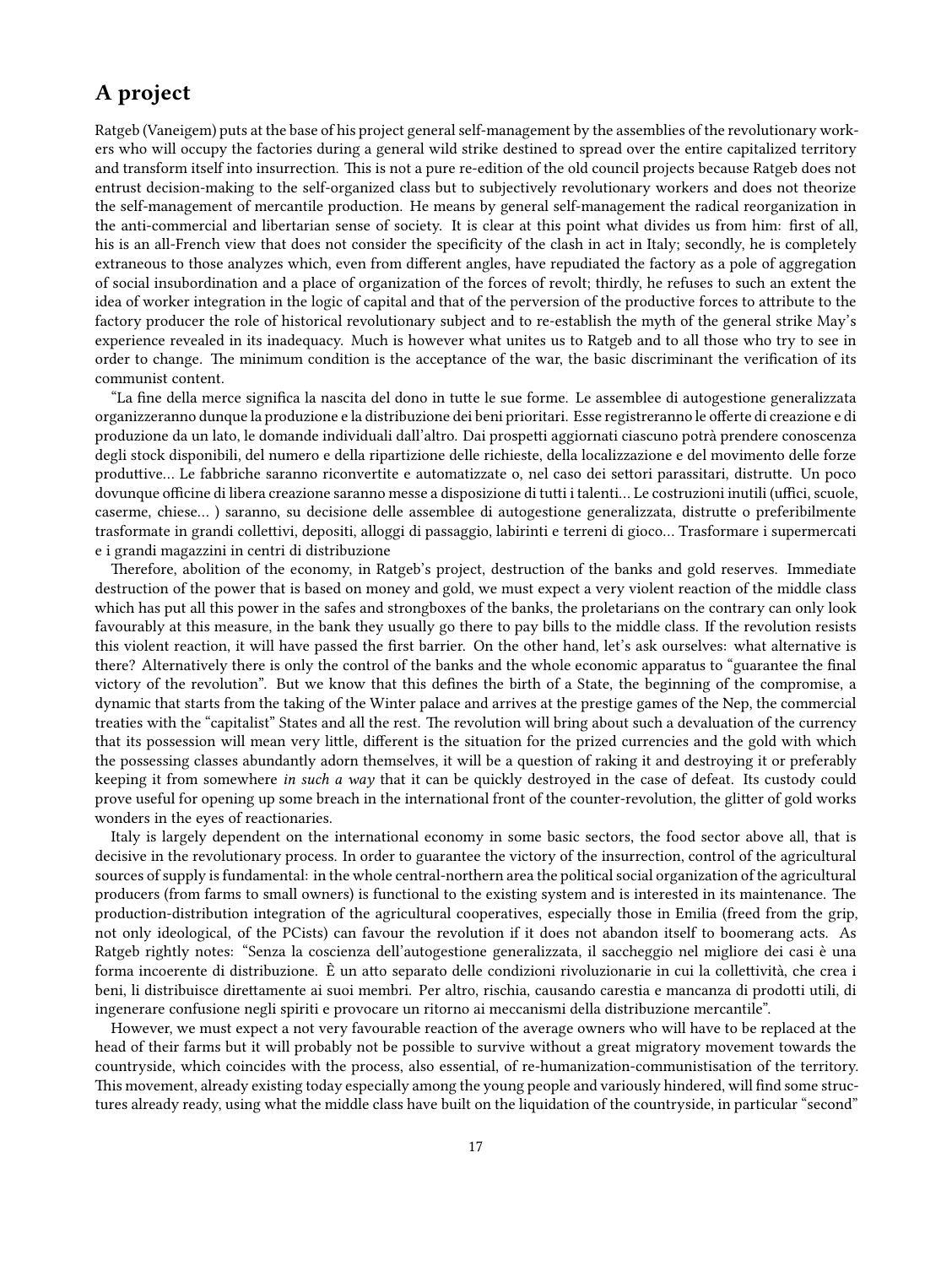## A project

Ratgeb (Vaneigem) puts at the base of his project general self-management by the assemblies of the revolutionary workers who will occupy the factories during a general wild strike destined to spread over the entire capitalized territory and transform itself into insurrection. This is not a pure re-edition of the old council projects because Ratgeb does not entrust decision-making to the self-organized class but to subjectively revolutionary workers and does not theorize the self-management of mercantile production. He means by general self-management the radical reorganization in the anti-commercial and libertarian sense of society. It is clear at this point what divides us from him: first of all, his is an all-French view that does not consider the specificity of the clash in act in Italy; secondly, he is completely extraneous to those analyzes which, even from different angles, have repudiated the factory as a pole of aggregation of social insubordination and a place of organization of the forces of revolt; thirdly, he refuses to such an extent the idea of worker integration in the logic of capital and that of the perversion of the productive forces to attribute to the factory producer the role of historical revolutionary subject and to re-establish the myth of the general strike May's experience revealed in its inadequacy. Much is however what unites us to Ratgeb and to all those who try to see in order to change. The minimum condition is the acceptance of the war, the basic discriminant the verification of its communist content.

"La fine della merce significa la nascita del dono in tutte le sue forme. Le assemblee di autogestione generalizzata organizzeranno dunque la produzione e la distribuzione dei beni prioritari. Esse registreranno le offerte di creazione e di produzione da un lato, le domande individuali dall'altro. Dai prospetti aggiornati ciascuno potrà prendere conoscenza degli stock disponibili, del numero e della ripartizione delle richieste, della localizzazione e del movimento delle forze produttive… Le fabbriche saranno riconvertite e automatizzate o, nel caso dei settori parassitari, distrutte. Un poco dovunque officine di libera creazione saranno messe a disposizione di tutti i talenti… Le costruzioni inutili (uffici, scuole, caserme, chiese… ) saranno, su decisione delle assemblee di autogestione generalizzata, distrutte o preferibilmente trasformate in grandi collettivi, depositi, alloggi di passaggio, labirinti e terreni di gioco… Trasformare i supermercati e i grandi magazzini in centri di distribuzione

Therefore, abolition of the economy, in Ratgeb's project, destruction of the banks and gold reserves. Immediate destruction of the power that is based on money and gold, we must expect a very violent reaction of the middle class which has put all this power in the safes and strongboxes of the banks, the proletarians on the contrary can only look favourably at this measure, in the bank they usually go there to pay bills to the middle class. If the revolution resists this violent reaction, it will have passed the first barrier. On the other hand, let's ask ourselves: what alternative is there? Alternatively there is only the control of the banks and the whole economic apparatus to "guarantee the final victory of the revolution". But we know that this defines the birth of a State, the beginning of the compromise, a dynamic that starts from the taking of the Winter palace and arrives at the prestige games of the Nep, the commercial treaties with the "capitalist" States and all the rest. The revolution will bring about such a devaluation of the currency that its possession will mean very little, different is the situation for the prized currencies and the gold with which the possessing classes abundantly adorn themselves, it will be a question of raking it and destroying it or preferably keeping it from somewhere *in such a way* that it can be quickly destroyed in the case of defeat. Its custody could prove useful for opening up some breach in the international front of the counter-revolution, the glitter of gold works wonders in the eyes of reactionaries.

Italy is largely dependent on the international economy in some basic sectors, the food sector above all, that is decisive in the revolutionary process. In order to guarantee the victory of the insurrection, control of the agricultural sources of supply is fundamental: in the whole central-northern area the political social organization of the agricultural producers (from farms to small owners) is functional to the existing system and is interested in its maintenance. The production-distribution integration of the agricultural cooperatives, especially those in Emilia (freed from the grip, not only ideological, of the PCists) can favour the revolution if it does not abandon itself to boomerang acts. As Ratgeb rightly notes: "Senza la coscienza dell'autogestione generalizzata, il saccheggio nel migliore dei casi è una forma incoerente di distribuzione. È un atto separato delle condizioni rivoluzionarie in cui la collettività, che crea i beni, li distribuisce direttamente ai suoi membri. Per altro, rischia, causando carestia e mancanza di prodotti utili, di ingenerare confusione negli spiriti e provocare un ritorno ai meccanismi della distribuzione mercantile".

However, we must expect a not very favourable reaction of the average owners who will have to be replaced at the head of their farms but it will probably not be possible to survive without a great migratory movement towards the countryside, which coincides with the process, also essential, of re-humanization-communistisation of the territory. This movement, already existing today especially among the young people and variously hindered, will find some structures already ready, using what the middle class have built on the liquidation of the countryside, in particular "second"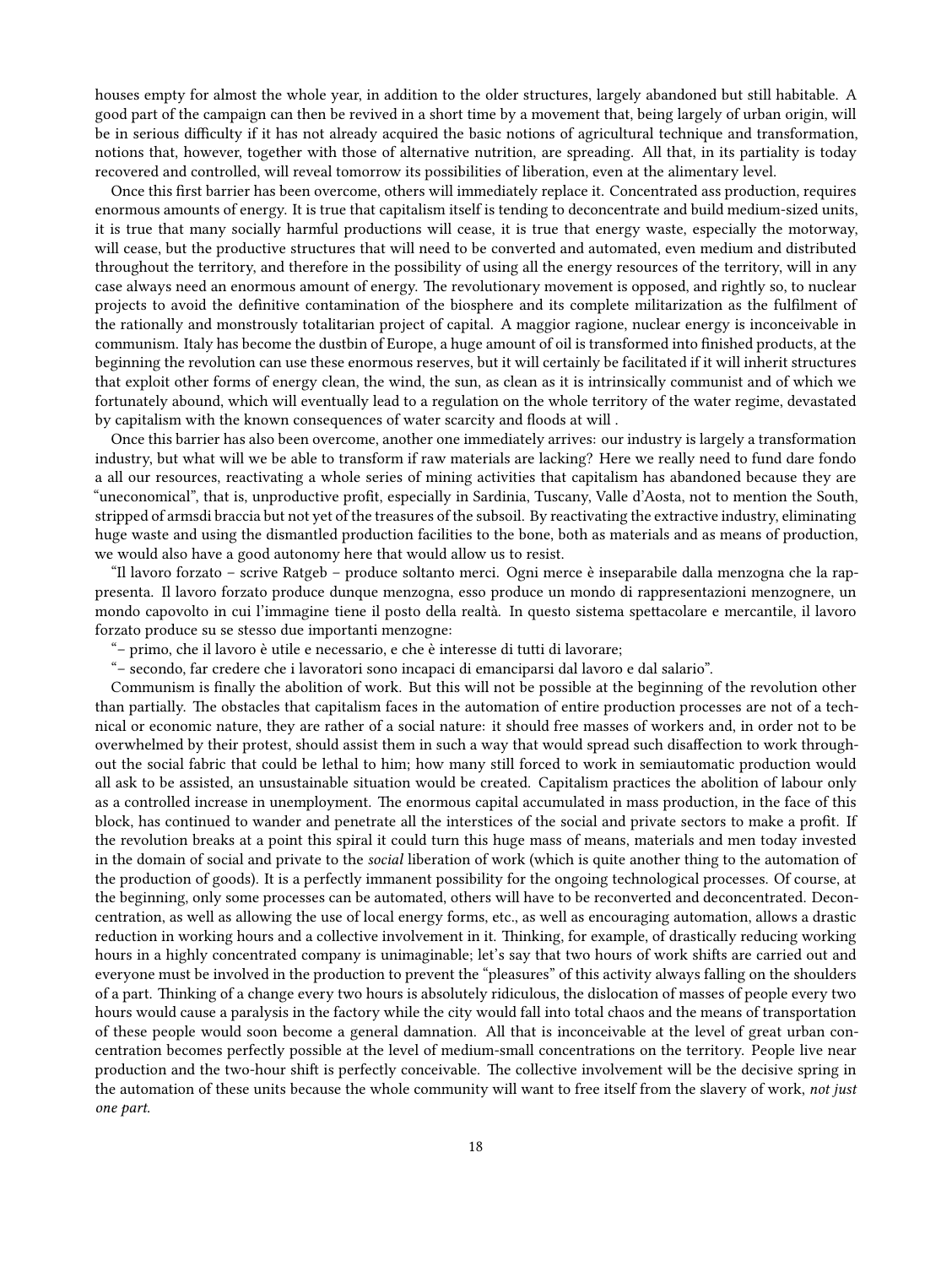houses empty for almost the whole year, in addition to the older structures, largely abandoned but still habitable. A good part of the campaign can then be revived in a short time by a movement that, being largely of urban origin, will be in serious difficulty if it has not already acquired the basic notions of agricultural technique and transformation, notions that, however, together with those of alternative nutrition, are spreading. All that, in its partiality is today recovered and controlled, will reveal tomorrow its possibilities of liberation, even at the alimentary level.

Once this first barrier has been overcome, others will immediately replace it. Concentrated ass production, requires enormous amounts of energy. It is true that capitalism itself is tending to deconcentrate and build medium-sized units, it is true that many socially harmful productions will cease, it is true that energy waste, especially the motorway, will cease, but the productive structures that will need to be converted and automated, even medium and distributed throughout the territory, and therefore in the possibility of using all the energy resources of the territory, will in any case always need an enormous amount of energy. The revolutionary movement is opposed, and rightly so, to nuclear projects to avoid the definitive contamination of the biosphere and its complete militarization as the fulfilment of the rationally and monstrously totalitarian project of capital. A maggior ragione, nuclear energy is inconceivable in communism. Italy has become the dustbin of Europe, a huge amount of oil is transformed into finished products, at the beginning the revolution can use these enormous reserves, but it will certainly be facilitated if it will inherit structures that exploit other forms of energy clean, the wind, the sun, as clean as it is intrinsically communist and of which we fortunately abound, which will eventually lead to a regulation on the whole territory of the water regime, devastated by capitalism with the known consequences of water scarcity and floods at will .

Once this barrier has also been overcome, another one immediately arrives: our industry is largely a transformation industry, but what will we be able to transform if raw materials are lacking? Here we really need to fund dare fondo a all our resources, reactivating a whole series of mining activities that capitalism has abandoned because they are "uneconomical", that is, unproductive profit, especially in Sardinia, Tuscany, Valle d'Aosta, not to mention the South, stripped of armsdi braccia but not yet of the treasures of the subsoil. By reactivating the extractive industry, eliminating huge waste and using the dismantled production facilities to the bone, both as materials and as means of production, we would also have a good autonomy here that would allow us to resist.

"Il lavoro forzato – scrive Ratgeb – produce soltanto merci. Ogni merce è inseparabile dalla menzogna che la rappresenta. Il lavoro forzato produce dunque menzogna, esso produce un mondo di rappresentazioni menzognere, un mondo capovolto in cui l'immagine tiene il posto della realtà. In questo sistema spettacolare e mercantile, il lavoro forzato produce su se stesso due importanti menzogne:

"– primo, che il lavoro è utile e necessario, e che è interesse di tutti di lavorare;

"– secondo, far credere che i lavoratori sono incapaci di emanciparsi dal lavoro e dal salario".

Communism is finally the abolition of work. But this will not be possible at the beginning of the revolution other than partially. The obstacles that capitalism faces in the automation of entire production processes are not of a technical or economic nature, they are rather of a social nature: it should free masses of workers and, in order not to be overwhelmed by their protest, should assist them in such a way that would spread such disaffection to work throughout the social fabric that could be lethal to him; how many still forced to work in semiautomatic production would all ask to be assisted, an unsustainable situation would be created. Capitalism practices the abolition of labour only as a controlled increase in unemployment. The enormous capital accumulated in mass production, in the face of this block, has continued to wander and penetrate all the interstices of the social and private sectors to make a profit. If the revolution breaks at a point this spiral it could turn this huge mass of means, materials and men today invested in the domain of social and private to the *social* liberation of work (which is quite another thing to the automation of the production of goods). It is a perfectly immanent possibility for the ongoing technological processes. Of course, at the beginning, only some processes can be automated, others will have to be reconverted and deconcentrated. Deconcentration, as well as allowing the use of local energy forms, etc., as well as encouraging automation, allows a drastic reduction in working hours and a collective involvement in it. Thinking, for example, of drastically reducing working hours in a highly concentrated company is unimaginable; let's say that two hours of work shifts are carried out and everyone must be involved in the production to prevent the "pleasures" of this activity always falling on the shoulders of a part. Thinking of a change every two hours is absolutely ridiculous, the dislocation of masses of people every two hours would cause a paralysis in the factory while the city would fall into total chaos and the means of transportation of these people would soon become a general damnation. All that is inconceivable at the level of great urban concentration becomes perfectly possible at the level of medium-small concentrations on the territory. People live near production and the two-hour shift is perfectly conceivable. The collective involvement will be the decisive spring in the automation of these units because the whole community will want to free itself from the slavery of work, *not just one part*.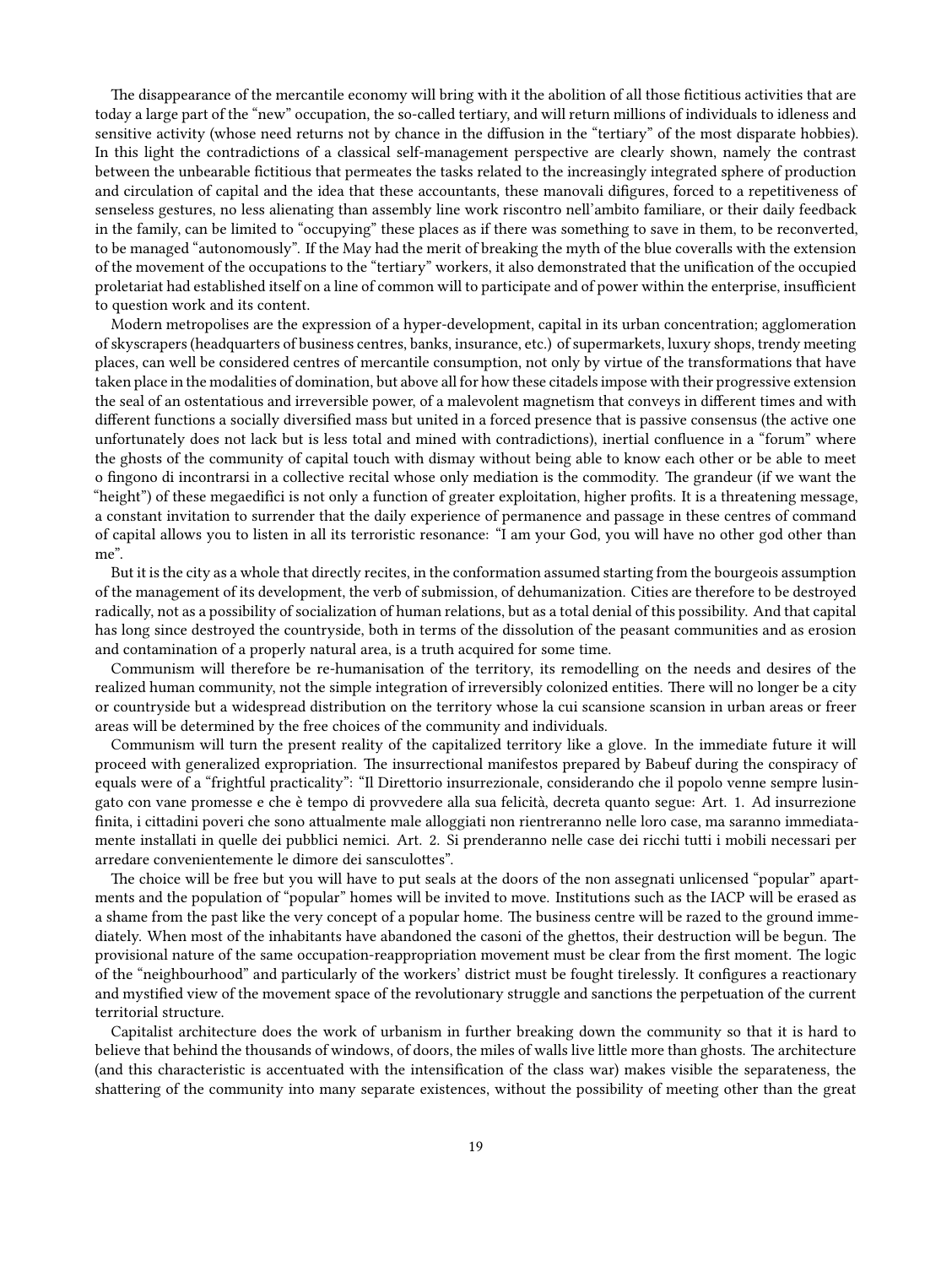The disappearance of the mercantile economy will bring with it the abolition of all those fictitious activities that are today a large part of the "new" occupation, the so-called tertiary, and will return millions of individuals to idleness and sensitive activity (whose need returns not by chance in the diffusion in the "tertiary" of the most disparate hobbies). In this light the contradictions of a classical self-management perspective are clearly shown, namely the contrast between the unbearable fictitious that permeates the tasks related to the increasingly integrated sphere of production and circulation of capital and the idea that these accountants, these manovali difigures, forced to a repetitiveness of senseless gestures, no less alienating than assembly line work riscontro nell'ambito familiare, or their daily feedback in the family, can be limited to "occupying" these places as if there was something to save in them, to be reconverted, to be managed "autonomously". If the May had the merit of breaking the myth of the blue coveralls with the extension of the movement of the occupations to the "tertiary" workers, it also demonstrated that the unification of the occupied proletariat had established itself on a line of common will to participate and of power within the enterprise, insufficient to question work and its content.

Modern metropolises are the expression of a hyper-development, capital in its urban concentration; agglomeration of skyscrapers (headquarters of business centres, banks, insurance, etc.) of supermarkets, luxury shops, trendy meeting places, can well be considered centres of mercantile consumption, not only by virtue of the transformations that have taken place in the modalities of domination, but above all for how these citadels impose with their progressive extension the seal of an ostentatious and irreversible power, of a malevolent magnetism that conveys in different times and with different functions a socially diversified mass but united in a forced presence that is passive consensus (the active one unfortunately does not lack but is less total and mined with contradictions), inertial confluence in a "forum" where the ghosts of the community of capital touch with dismay without being able to know each other or be able to meet o fingono di incontrarsi in a collective recital whose only mediation is the commodity. The grandeur (if we want the "height") of these megaedifici is not only a function of greater exploitation, higher profits. It is a threatening message, a constant invitation to surrender that the daily experience of permanence and passage in these centres of command of capital allows you to listen in all its terroristic resonance: "I am your God, you will have no other god other than me".

But it is the city as a whole that directly recites, in the conformation assumed starting from the bourgeois assumption of the management of its development, the verb of submission, of dehumanization. Cities are therefore to be destroyed radically, not as a possibility of socialization of human relations, but as a total denial of this possibility. And that capital has long since destroyed the countryside, both in terms of the dissolution of the peasant communities and as erosion and contamination of a properly natural area, is a truth acquired for some time.

Communism will therefore be re-humanisation of the territory, its remodelling on the needs and desires of the realized human community, not the simple integration of irreversibly colonized entities. There will no longer be a city or countryside but a widespread distribution on the territory whose la cui scansione scansion in urban areas or freer areas will be determined by the free choices of the community and individuals.

Communism will turn the present reality of the capitalized territory like a glove. In the immediate future it will proceed with generalized expropriation. The insurrectional manifestos prepared by Babeuf during the conspiracy of equals were of a "frightful practicality": "Il Direttorio insurrezionale, considerando che il popolo venne sempre lusingato con vane promesse e che è tempo di provvedere alla sua felicità, decreta quanto segue: Art. 1. Ad insurrezione finita, i cittadini poveri che sono attualmente male alloggiati non rientreranno nelle loro case, ma saranno immediatamente installati in quelle dei pubblici nemici. Art. 2. Si prenderanno nelle case dei ricchi tutti i mobili necessari per arredare convenientemente le dimore dei sansculottes".

The choice will be free but you will have to put seals at the doors of the non assegnati unlicensed "popular" apartments and the population of "popular" homes will be invited to move. Institutions such as the IACP will be erased as a shame from the past like the very concept of a popular home. The business centre will be razed to the ground immediately. When most of the inhabitants have abandoned the casoni of the ghettos, their destruction will be begun. The provisional nature of the same occupation-reappropriation movement must be clear from the first moment. The logic of the "neighbourhood" and particularly of the workers' district must be fought tirelessly. It configures a reactionary and mystified view of the movement space of the revolutionary struggle and sanctions the perpetuation of the current territorial structure.

Capitalist architecture does the work of urbanism in further breaking down the community so that it is hard to believe that behind the thousands of windows, of doors, the miles of walls live little more than ghosts. The architecture (and this characteristic is accentuated with the intensification of the class war) makes visible the separateness, the shattering of the community into many separate existences, without the possibility of meeting other than the great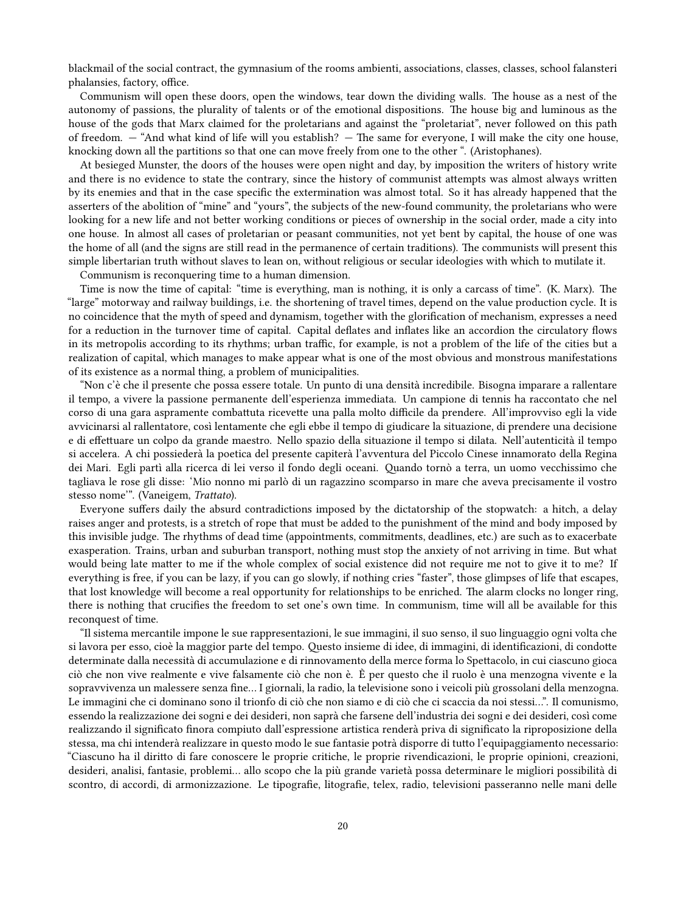blackmail of the social contract, the gymnasium of the rooms ambienti, associations, classes, classes, school falansteri phalansies, factory, office.

Communism will open these doors, open the windows, tear down the dividing walls. The house as a nest of the autonomy of passions, the plurality of talents or of the emotional dispositions. The house big and luminous as the house of the gods that Marx claimed for the proletarians and against the "proletariat", never followed on this path of freedom. — "And what kind of life will you establish? — The same for everyone, I will make the city one house, knocking down all the partitions so that one can move freely from one to the other ". (Aristophanes).

At besieged Munster, the doors of the houses were open night and day, by imposition the writers of history write and there is no evidence to state the contrary, since the history of communist attempts was almost always written by its enemies and that in the case specific the extermination was almost total. So it has already happened that the asserters of the abolition of "mine" and "yours", the subjects of the new-found community, the proletarians who were looking for a new life and not better working conditions or pieces of ownership in the social order, made a city into one house. In almost all cases of proletarian or peasant communities, not yet bent by capital, the house of one was the home of all (and the signs are still read in the permanence of certain traditions). The communists will present this simple libertarian truth without slaves to lean on, without religious or secular ideologies with which to mutilate it.

Communism is reconquering time to a human dimension.

Time is now the time of capital: "time is everything, man is nothing, it is only a carcass of time". (K. Marx). The "large" motorway and railway buildings, i.e. the shortening of travel times, depend on the value production cycle. It is no coincidence that the myth of speed and dynamism, together with the glorification of mechanism, expresses a need for a reduction in the turnover time of capital. Capital deflates and inflates like an accordion the circulatory flows in its metropolis according to its rhythms; urban traffic, for example, is not a problem of the life of the cities but a realization of capital, which manages to make appear what is one of the most obvious and monstrous manifestations of its existence as a normal thing, a problem of municipalities.

"Non c'è che il presente che possa essere totale. Un punto di una densità incredibile. Bisogna imparare a rallentare il tempo, a vivere la passione permanente dell'esperienza immediata. Un campione di tennis ha raccontato che nel corso di una gara aspramente combattuta ricevette una palla molto difficile da prendere. All'improvviso egli la vide avvicinarsi al rallentatore, così lentamente che egli ebbe il tempo di giudicare la situazione, di prendere una decisione e di effettuare un colpo da grande maestro. Nello spazio della situazione il tempo si dilata. Nell'autenticità il tempo si accelera. A chi possiederà la poetica del presente capiterà l'avventura del Piccolo Cinese innamorato della Regina dei Mari. Egli partì alla ricerca di lei verso il fondo degli oceani. Quando tornò a terra, un uomo vecchissimo che tagliava le rose gli disse: 'Mio nonno mi parlò di un ragazzino scomparso in mare che aveva precisamente il vostro stesso nome'". (Vaneigem, *Trattato*).

Everyone suffers daily the absurd contradictions imposed by the dictatorship of the stopwatch: a hitch, a delay raises anger and protests, is a stretch of rope that must be added to the punishment of the mind and body imposed by this invisible judge. The rhythms of dead time (appointments, commitments, deadlines, etc.) are such as to exacerbate exasperation. Trains, urban and suburban transport, nothing must stop the anxiety of not arriving in time. But what would being late matter to me if the whole complex of social existence did not require me not to give it to me? If everything is free, if you can be lazy, if you can go slowly, if nothing cries "faster", those glimpses of life that escapes, that lost knowledge will become a real opportunity for relationships to be enriched. The alarm clocks no longer ring, there is nothing that crucifies the freedom to set one's own time. In communism, time will all be available for this reconquest of time.

"Il sistema mercantile impone le sue rappresentazioni, le sue immagini, il suo senso, il suo linguaggio ogni volta che si lavora per esso, cioè la maggior parte del tempo. Questo insieme di idee, di immagini, di identificazioni, di condotte determinate dalla necessità di accumulazione e di rinnovamento della merce forma lo Spettacolo, in cui ciascuno gioca ciò che non vive realmente e vive falsamente ciò che non è. È per questo che il ruolo è una menzogna vivente e la sopravvivenza un malessere senza fine… I giornali, la radio, la televisione sono i veicoli più grossolani della menzogna. Le immagini che ci dominano sono il trionfo di ciò che non siamo e di ciò che ci scaccia da noi stessi…". Il comunismo, essendo la realizzazione dei sogni e dei desideri, non saprà che farsene dell'industria dei sogni e dei desideri, così come realizzando il significato finora compiuto dall'espressione artistica renderà priva di significato la riproposizione della stessa, ma chi intenderà realizzare in questo modo le sue fantasie potrà disporre di tutto l'equipaggiamento necessario: "Ciascuno ha il diritto di fare conoscere le proprie critiche, le proprie rivendicazioni, le proprie opinioni, creazioni, desideri, analisi, fantasie, problemi… allo scopo che la più grande varietà possa determinare le migliori possibilità di scontro, di accordi, di armonizzazione. Le tipografie, litografie, telex, radio, televisioni passeranno nelle mani delle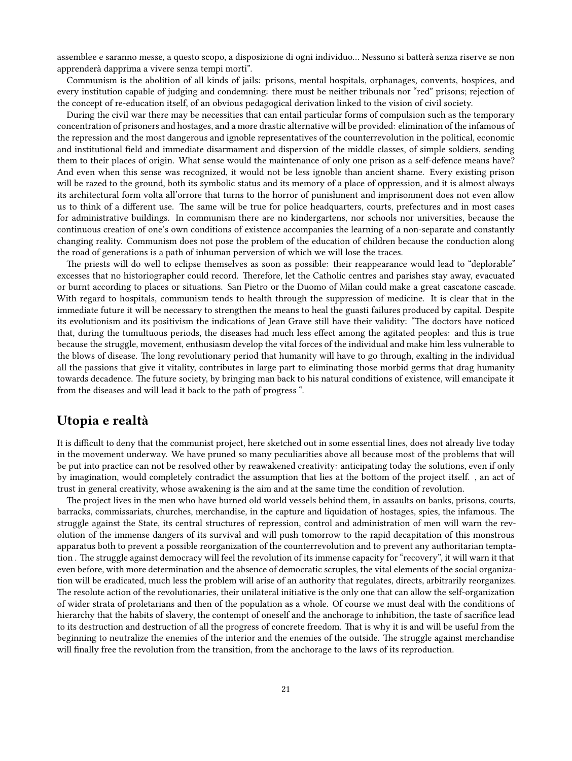assemblee e saranno messe, a questo scopo, a disposizione di ogni individuo… Nessuno si batterà senza riserve se non apprenderà dapprima a vivere senza tempi morti".

Communism is the abolition of all kinds of jails: prisons, mental hospitals, orphanages, convents, hospices, and every institution capable of judging and condemning: there must be neither tribunals nor "red" prisons; rejection of the concept of re-education itself, of an obvious pedagogical derivation linked to the vision of civil society.

During the civil war there may be necessities that can entail particular forms of compulsion such as the temporary concentration of prisoners and hostages, and a more drastic alternative will be provided: elimination of the infamous of the repression and the most dangerous and ignoble representatives of the counterrevolution in the political, economic and institutional field and immediate disarmament and dispersion of the middle classes, of simple soldiers, sending them to their places of origin. What sense would the maintenance of only one prison as a self-defence means have? And even when this sense was recognized, it would not be less ignoble than ancient shame. Every existing prison will be razed to the ground, both its symbolic status and its memory of a place of oppression, and it is almost always its architectural form volta all'orrore that turns to the horror of punishment and imprisonment does not even allow us to think of a different use. The same will be true for police headquarters, courts, prefectures and in most cases for administrative buildings. In communism there are no kindergartens, nor schools nor universities, because the continuous creation of one's own conditions of existence accompanies the learning of a non-separate and constantly changing reality. Communism does not pose the problem of the education of children because the conduction along the road of generations is a path of inhuman perversion of which we will lose the traces.

The priests will do well to eclipse themselves as soon as possible: their reappearance would lead to "deplorable" excesses that no historiographer could record. Therefore, let the Catholic centres and parishes stay away, evacuated or burnt according to places or situations. San Pietro or the Duomo of Milan could make a great cascatone cascade. With regard to hospitals, communism tends to health through the suppression of medicine. It is clear that in the immediate future it will be necessary to strengthen the means to heal the guasti failures produced by capital. Despite its evolutionism and its positivism the indications of Jean Grave still have their validity: "The doctors have noticed that, during the tumultuous periods, the diseases had much less effect among the agitated peoples: and this is true because the struggle, movement, enthusiasm develop the vital forces of the individual and make him less vulnerable to the blows of disease. The long revolutionary period that humanity will have to go through, exalting in the individual all the passions that give it vitality, contributes in large part to eliminating those morbid germs that drag humanity towards decadence. The future society, by bringing man back to his natural conditions of existence, will emancipate it from the diseases and will lead it back to the path of progress ".

## Utopia e realtà

It is difficult to deny that the communist project, here sketched out in some essential lines, does not already live today in the movement underway. We have pruned so many peculiarities above all because most of the problems that will be put into practice can not be resolved other by reawakened creativity: anticipating today the solutions, even if only by imagination, would completely contradict the assumption that lies at the bottom of the project itself. , an act of trust in general creativity, whose awakening is the aim and at the same time the condition of revolution.

The project lives in the men who have burned old world vessels behind them, in assaults on banks, prisons, courts, barracks, commissariats, churches, merchandise, in the capture and liquidation of hostages, spies, the infamous. The struggle against the State, its central structures of repression, control and administration of men will warn the revolution of the immense dangers of its survival and will push tomorrow to the rapid decapitation of this monstrous apparatus both to prevent a possible reorganization of the counterrevolution and to prevent any authoritarian temptation . The struggle against democracy will feel the revolution of its immense capacity for "recovery", it will warn it that even before, with more determination and the absence of democratic scruples, the vital elements of the social organization will be eradicated, much less the problem will arise of an authority that regulates, directs, arbitrarily reorganizes. The resolute action of the revolutionaries, their unilateral initiative is the only one that can allow the self-organization of wider strata of proletarians and then of the population as a whole. Of course we must deal with the conditions of hierarchy that the habits of slavery, the contempt of oneself and the anchorage to inhibition, the taste of sacrifice lead to its destruction and destruction of all the progress of concrete freedom. That is why it is and will be useful from the beginning to neutralize the enemies of the interior and the enemies of the outside. The struggle against merchandise will finally free the revolution from the transition, from the anchorage to the laws of its reproduction.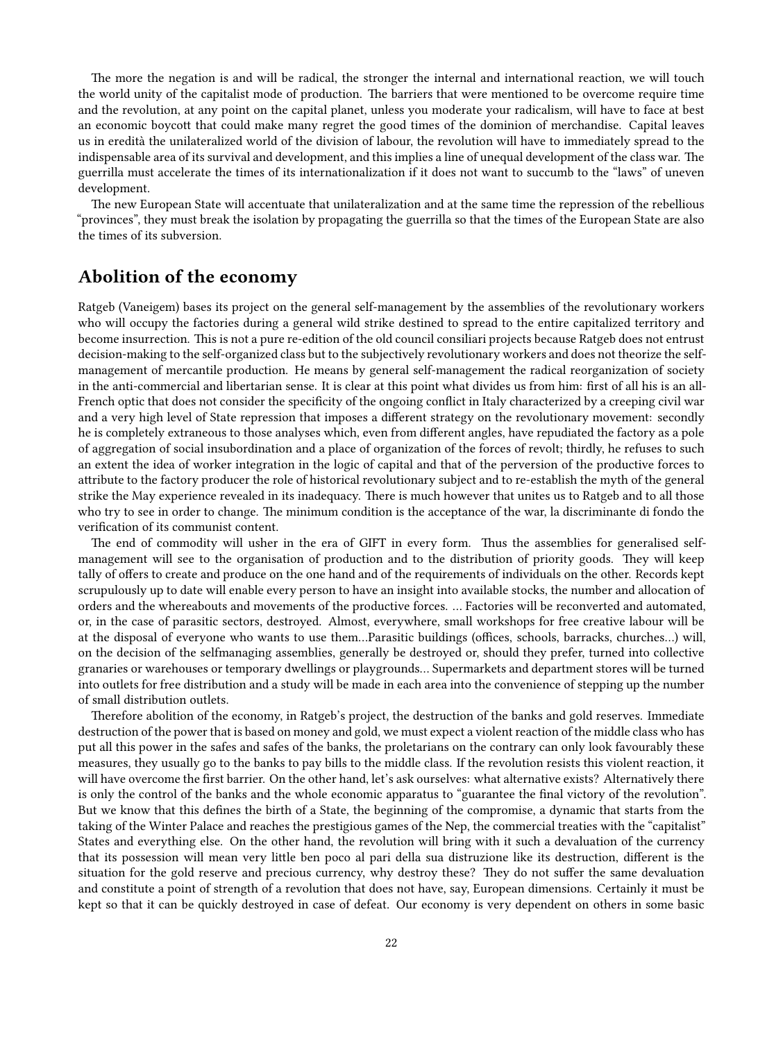The more the negation is and will be radical, the stronger the internal and international reaction, we will touch the world unity of the capitalist mode of production. The barriers that were mentioned to be overcome require time and the revolution, at any point on the capital planet, unless you moderate your radicalism, will have to face at best an economic boycott that could make many regret the good times of the dominion of merchandise. Capital leaves us in eredità the unilateralized world of the division of labour, the revolution will have to immediately spread to the indispensable area of its survival and development, and this implies a line of unequal development of the class war. The guerrilla must accelerate the times of its internationalization if it does not want to succumb to the "laws" of uneven development.

The new European State will accentuate that unilateralization and at the same time the repression of the rebellious "provinces", they must break the isolation by propagating the guerrilla so that the times of the European State are also the times of its subversion.

## Abolition of the economy

Ratgeb (Vaneigem) bases its project on the general self-management by the assemblies of the revolutionary workers who will occupy the factories during a general wild strike destined to spread to the entire capitalized territory and become insurrection. This is not a pure re-edition of the old council consiliari projects because Ratgeb does not entrust decision-making to the self-organized class but to the subjectively revolutionary workers and does not theorize the self-management of mercantile production. He means by general self-management the radical reorganization of society in the anti-commercial and libertarian sense. It is clear at this point what divides us from him: first of all his is an all-French optic that does not consider the specificity of the ongoing conflict in Italy characterized by a creeping civil war and a very high level of State repression that imposes a different strategy on the revolutionary movement: secondly he is completely extraneous to those analyses which, even from different angles, have repudiated the factory as a pole of aggregation of social insubordination and a place of organization of the forces of revolt; thirdly, he refuses to such an extent the idea of worker integration in the logic of capital and that of the perversion of the productive forces to attribute to the factory producer the role of historical revolutionary subject and to re-establish the myth of the general strike the May experience revealed in its inadequacy. There is much however that unites us to Ratgeb and to all those who try to see in order to change. The minimum condition is the acceptance of the war, la discriminante di fondo the verification of its communist content.

The end of commodity will usher in the era of GIFT in every form. Thus the assemblies for generalised self-management will see to the organisation of production and to the distribution of priority goods. They will keep tally of offers to create and produce on the one hand and of the requirements of individuals on the other. Records kept scrupulously up to date will enable every person to have an insight into available stocks, the number and allocation of orders and the whereabouts and movements of the productive forces. … Factories will be reconverted and automated, or, in the case of parasitic sectors, destroyed. Almost, everywhere, small workshops for free creative labour will be at the disposal of everyone who wants to use them…Parasitic buildings (offices, schools, barracks, churches…) will, on the decision of the selfmanaging assemblies, generally be destroyed or, should they prefer, turned into collective granaries or warehouses or temporary dwellings or playgrounds… Supermarkets and department stores will be turned into outlets for free distribution and a study will be made in each area into the convenience of stepping up the number of small distribution outlets.

Therefore abolition of the economy, in Ratgeb's project, the destruction of the banks and gold reserves. Immediate destruction of the power that is based on money and gold, we must expect a violent reaction of the middle class who has put all this power in the safes and safes of the banks, the proletarians on the contrary can only look favourably these measures, they usually go to the banks to pay bills to the middle class. If the revolution resists this violent reaction, it will have overcome the first barrier. On the other hand, let's ask ourselves: what alternative exists? Alternatively there is only the control of the banks and the whole economic apparatus to "guarantee the final victory of the revolution". But we know that this defines the birth of a State, the beginning of the compromise, a dynamic that starts from the taking of the Winter Palace and reaches the prestigious games of the Nep, the commercial treaties with the "capitalist" States and everything else. On the other hand, the revolution will bring with it such a devaluation of the currency that its possession will mean very little ben poco al pari della sua distruzione like its destruction, different is the situation for the gold reserve and precious currency, why destroy these? They do not suffer the same devaluation and constitute a point of strength of a revolution that does not have, say, European dimensions. Certainly it must be kept so that it can be quickly destroyed in case of defeat. Our economy is very dependent on others in some basic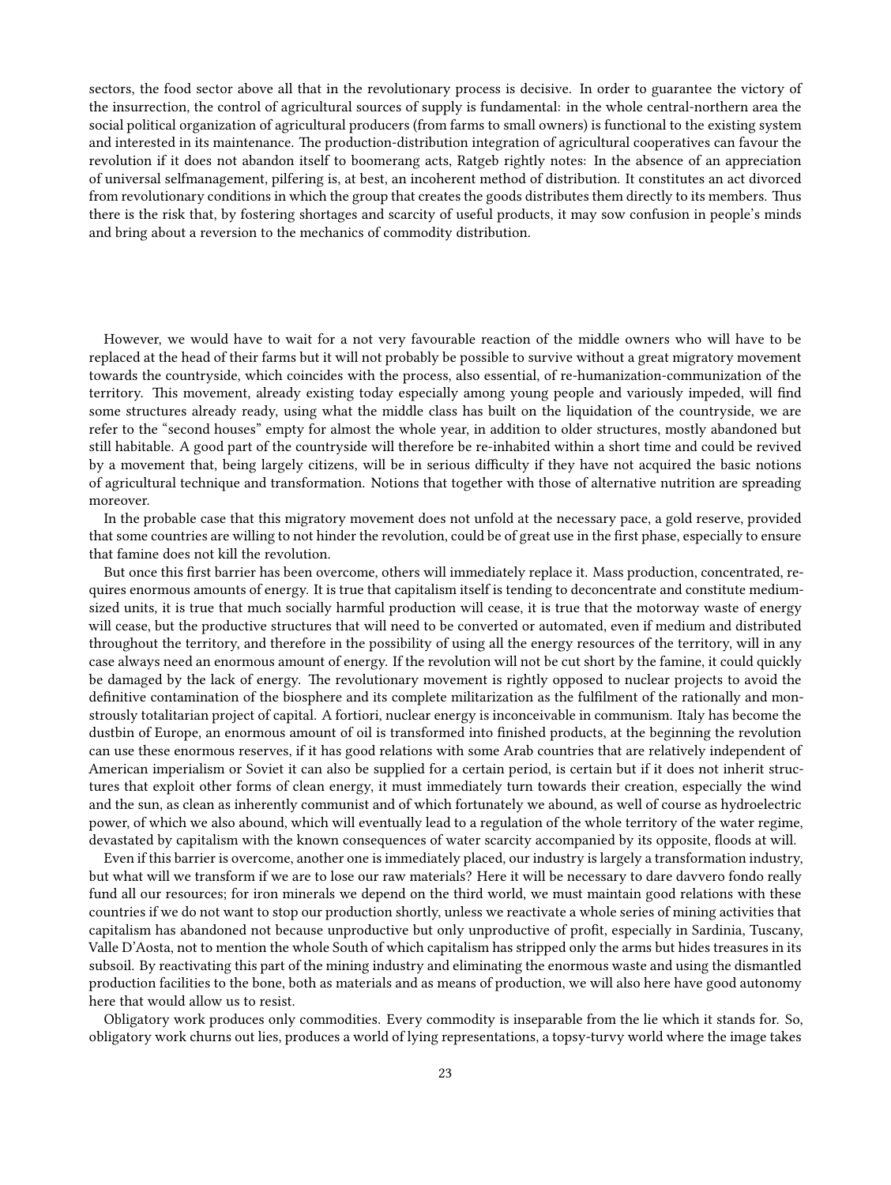sectors, the food sector above all that in the revolutionary process is decisive. In order to guarantee the victory of the insurrection, the control of agricultural sources of supply is fundamental: in the whole central-northern area the social political organization of agricultural producers (from farms to small owners) is functional to the existing system and interested in its maintenance. The production-distribution integration of agricultural cooperatives can favour the revolution if it does not abandon itself to boomerang acts, Ratgeb rightly notes: In the absence of an appreciation of universal selfmanagement, pilfering is, at best, an incoherent method of distribution. It constitutes an act divorced from revolutionary conditions in which the group that creates the goods distributes them directly to its members. Thus there is the risk that, by fostering shortages and scarcity of useful products, it may sow confusion in people's minds and bring about a reversion to the mechanics of commodity distribution.

However, we would have to wait for a not very favourable reaction of the middle owners who will have to be replaced at the head of their farms but it will not probably be possible to survive without a great migratory movement towards the countryside, which coincides with the process, also essential, of re-humanization-communization of the territory. This movement, already existing today especially among young people and variously impeded, will find some structures already ready, using what the middle class has built on the liquidation of the countryside, we are refer to the "second houses" empty for almost the whole year, in addition to older structures, mostly abandoned but still habitable. A good part of the countryside will therefore be re-inhabited within a short time and could be revived by a movement that, being largely citizens, will be in serious difficulty if they have not acquired the basic notions of agricultural technique and transformation. Notions that together with those of alternative nutrition are spreading moreover.

In the probable case that this migratory movement does not unfold at the necessary pace, a gold reserve, provided that some countries are willing to not hinder the revolution, could be of great use in the first phase, especially to ensure that famine does not kill the revolution.

But once this first barrier has been overcome, others will immediately replace it. Mass production, concentrated, requires enormous amounts of energy. It is true that capitalism itself is tending to deconcentrate and constitute medium-sized units, it is true that much socially harmful production will cease, it is true that the motorway waste of energy will cease, but the productive structures that will need to be converted or automated, even if medium and distributed throughout the territory, and therefore in the possibility of using all the energy resources of the territory, will in any case always need an enormous amount of energy. If the revolution will not be cut short by the famine, it could quickly be damaged by the lack of energy. The revolutionary movement is rightly opposed to nuclear projects to avoid the definitive contamination of the biosphere and its complete militarization as the fulfilment of the rationally and monstrously totalitarian project of capital. A fortiori, nuclear energy is inconceivable in communism. Italy has become the dustbin of Europe, an enormous amount of oil is transformed into finished products, at the beginning the revolution can use these enormous reserves, if it has good relations with some Arab countries that are relatively independent of American imperialism or Soviet it can also be supplied for a certain period, is certain but if it does not inherit structures that exploit other forms of clean energy, it must immediately turn towards their creation, especially the wind and the sun, as clean as inherently communist and of which fortunately we abound, as well of course as hydroelectric power, of which we also abound, which will eventually lead to a regulation of the whole territory of the water regime, devastated by capitalism with the known consequences of water scarcity accompanied by its opposite, floods at will.

Even if this barrier is overcome, another one is immediately placed, our industry is largely a transformation industry, but what will we transform if we are to lose our raw materials? Here it will be necessary to dare davvero fondo really fund all our resources; for iron minerals we depend on the third world, we must maintain good relations with these countries if we do not want to stop our production shortly, unless we reactivate a whole series of mining activities that capitalism has abandoned not because unproductive but only unproductive of profit, especially in Sardinia, Tuscany, Valle D'Aosta, not to mention the whole South of which capitalism has stripped only the arms but hides treasures in its subsoil. By reactivating this part of the mining industry and eliminating the enormous waste and using the dismantled production facilities to the bone, both as materials and as means of production, we will also here have good autonomy here that would allow us to resist.

Obligatory work produces only commodities. Every commodity is inseparable from the lie which it stands for. So, obligatory work churns out lies, produces a world of lying representations, a topsy-turvy world where the image takes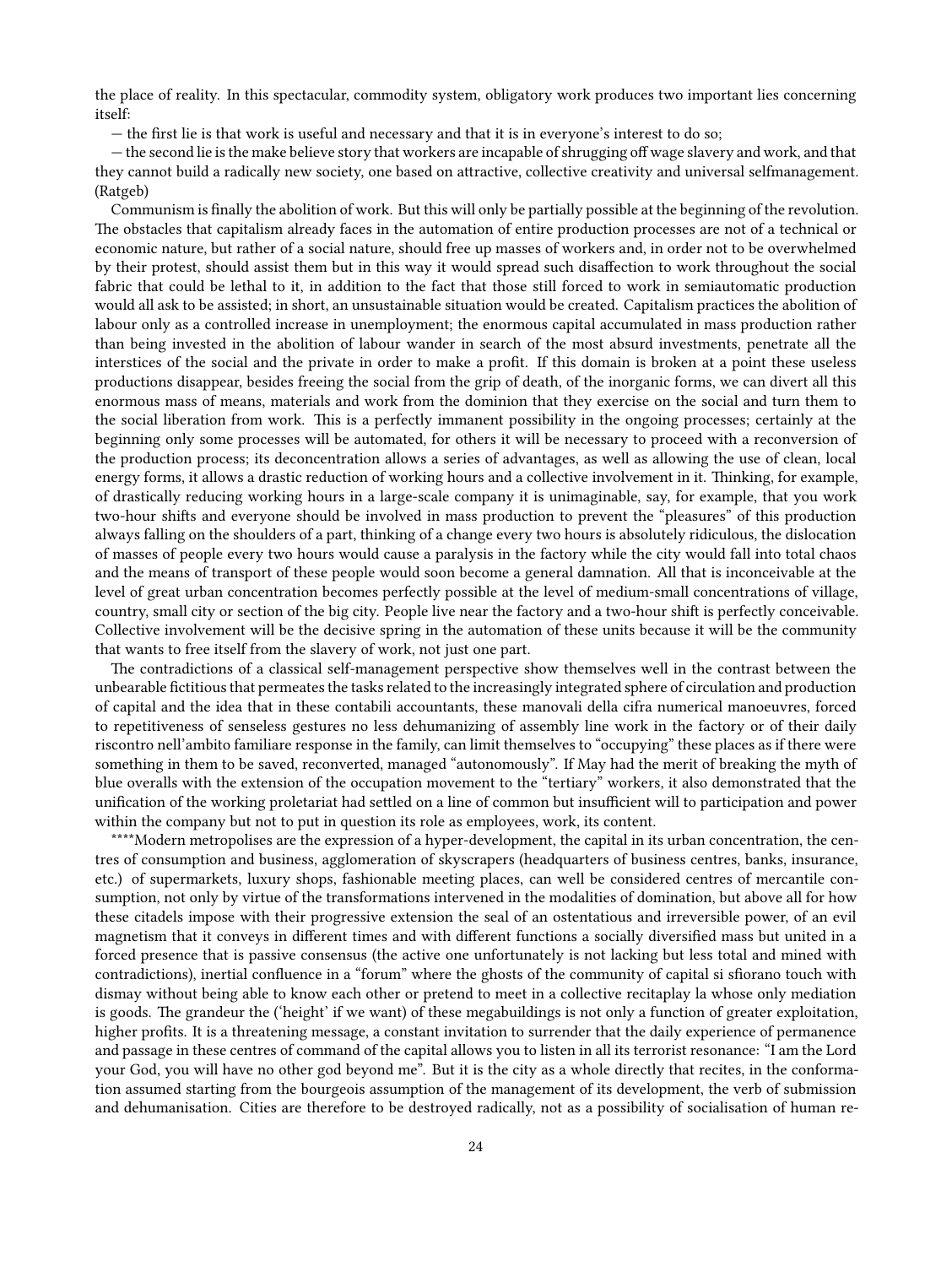the place of reality. In this spectacular, commodity system, obligatory work produces two important lies concerning itself:

— the first lie is that work is useful and necessary and that it is in everyone's interest to do so;

— the second lie is the make believe story that workers are incapable of shrugging off wage slavery and work, and that they cannot build a radically new society, one based on attractive, collective creativity and universal selfmanagement. (Ratgeb)

Communism is finally the abolition of work. But this will only be partially possible at the beginning of the revolution. The obstacles that capitalism already faces in the automation of entire production processes are not of a technical or economic nature, but rather of a social nature, should free up masses of workers and, in order not to be overwhelmed by their protest, should assist them but in this way it would spread such disaffection to work throughout the social fabric that could be lethal to it, in addition to the fact that those still forced to work in semiautomatic production would all ask to be assisted; in short, an unsustainable situation would be created. Capitalism practices the abolition of labour only as a controlled increase in unemployment; the enormous capital accumulated in mass production rather than being invested in the abolition of labour wander in search of the most absurd investments, penetrate all the interstices of the social and the private in order to make a profit. If this domain is broken at a point these useless productions disappear, besides freeing the social from the grip of death, of the inorganic forms, we can divert all this enormous mass of means, materials and work from the dominion that they exercise on the social and turn them to the social liberation from work. This is a perfectly immanent possibility in the ongoing processes; certainly at the beginning only some processes will be automated, for others it will be necessary to proceed with a reconversion of the production process; its deconcentration allows a series of advantages, as well as allowing the use of clean, local energy forms, it allows a drastic reduction of working hours and a collective involvement in it. Thinking, for example, of drastically reducing working hours in a large-scale company it is unimaginable, say, for example, that you work two-hour shifts and everyone should be involved in mass production to prevent the "pleasures" of this production always falling on the shoulders of a part, thinking of a change every two hours is absolutely ridiculous, the dislocation of masses of people every two hours would cause a paralysis in the factory while the city would fall into total chaos and the means of transport of these people would soon become a general damnation. All that is inconceivable at the level of great urban concentration becomes perfectly possible at the level of medium-small concentrations of village, country, small city or section of the big city. People live near the factory and a two-hour shift is perfectly conceivable. Collective involvement will be the decisive spring in the automation of these units because it will be the community that wants to free itself from the slavery of work, not just one part.

The contradictions of a classical self-management perspective show themselves well in the contrast between the unbearable fictitious that permeates the tasks related to the increasingly integrated sphere of circulation and production of capital and the idea that in these contabili accountants, these manovali della cifra numerical manoeuvres, forced to repetitiveness of senseless gestures no less dehumanizing of assembly line work in the factory or of their daily riscontro nell'ambito familiare response in the family, can limit themselves to "occupying" these places as if there were something in them to be saved, reconverted, managed "autonomously". If May had the merit of breaking the myth of blue overalls with the extension of the occupation movement to the "tertiary" workers, it also demonstrated that the unification of the working proletariat had settled on a line of common but insufficient will to participation and power within the company but not to put in question its role as employees, work, its content.

****Modern metropolises are the expression of a hyper-development, the capital in its urban concentration, the centres of consumption and business, agglomeration of skyscrapers (headquarters of business centres, banks, insurance, etc.) of supermarkets, luxury shops, fashionable meeting places, can well be considered centres of mercantile consumption, not only by virtue of the transformations intervened in the modalities of domination, but above all for how these citadels impose with their progressive extension the seal of an ostentatious and irreversible power, of an evil magnetism that it conveys in different times and with different functions a socially diversified mass but united in a forced presence that is passive consensus (the active one unfortunately is not lacking but less total and mined with contradictions), inertial confluence in a "forum" where the ghosts of the community of capital si sfiorano touch with dismay without being able to know each other or pretend to meet in a collective recitaplay la whose only mediation is goods. The grandeur the ('height' if we want) of these megabuildings is not only a function of greater exploitation, higher profits. It is a threatening message, a constant invitation to surrender that the daily experience of permanence and passage in these centres of command of the capital allows you to listen in all its terrorist resonance: "I am the Lord your God, you will have no other god beyond me". But it is the city as a whole directly that recites, in the conformation assumed starting from the bourgeois assumption of the management of its development, the verb of submission and dehumanisation. Cities are therefore to be destroyed radically, not as a possibility of socialisation of human re-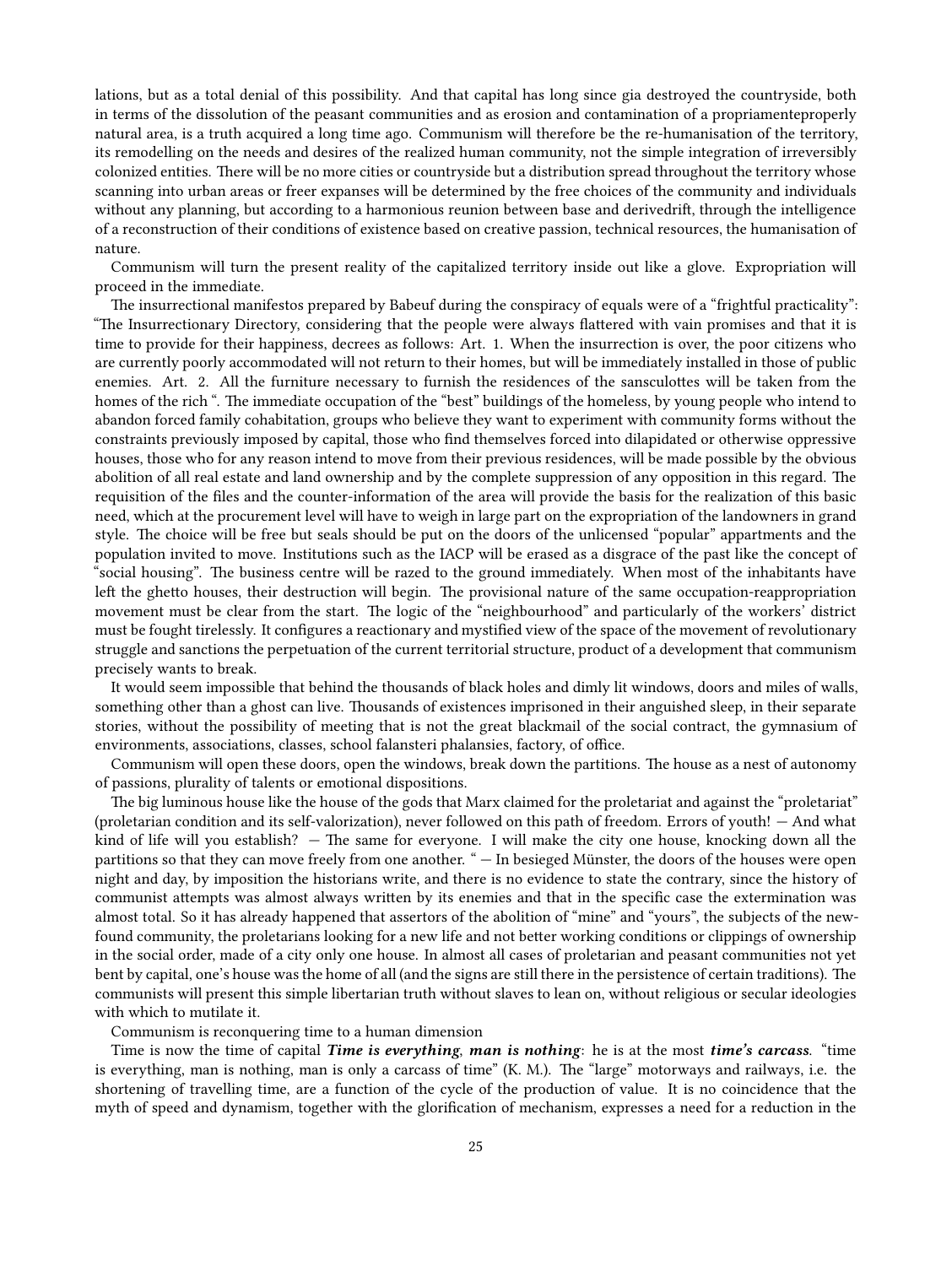lations, but as a total denial of this possibility. And that capital has long since gia destroyed the countryside, both in terms of the dissolution of the peasant communities and as erosion and contamination of a propriamenteproperly natural area, is a truth acquired a long time ago. Communism will therefore be the re-humanisation of the territory, its remodelling on the needs and desires of the realized human community, not the simple integration of irreversibly colonized entities. There will be no more cities or countryside but a distribution spread throughout the territory whose scanning into urban areas or freer expanses will be determined by the free choices of the community and individuals without any planning, but according to a harmonious reunion between base and derivedrift, through the intelligence of a reconstruction of their conditions of existence based on creative passion, technical resources, the humanisation of nature.

Communism will turn the present reality of the capitalized territory inside out like a glove. Expropriation will proceed in the immediate.

The insurrectional manifestos prepared by Babeuf during the conspiracy of equals were of a "frightful practicality": "The Insurrectionary Directory, considering that the people were always flattered with vain promises and that it is time to provide for their happiness, decrees as follows: Art. 1. When the insurrection is over, the poor citizens who are currently poorly accommodated will not return to their homes, but will be immediately installed in those of public enemies. Art. 2. All the furniture necessary to furnish the residences of the sansculottes will be taken from the homes of the rich ". The immediate occupation of the "best" buildings of the homeless, by young people who intend to abandon forced family cohabitation, groups who believe they want to experiment with community forms without the constraints previously imposed by capital, those who find themselves forced into dilapidated or otherwise oppressive houses, those who for any reason intend to move from their previous residences, will be made possible by the obvious abolition of all real estate and land ownership and by the complete suppression of any opposition in this regard. The requisition of the files and the counter-information of the area will provide the basis for the realization of this basic need, which at the procurement level will have to weigh in large part on the expropriation of the landowners in grand style. The choice will be free but seals should be put on the doors of the unlicensed "popular" appartments and the population invited to move. Institutions such as the IACP will be erased as a disgrace of the past like the concept of "social housing". The business centre will be razed to the ground immediately. When most of the inhabitants have left the ghetto houses, their destruction will begin. The provisional nature of the same occupation-reappropriation movement must be clear from the start. The logic of the "neighbourhood" and particularly of the workers' district must be fought tirelessly. It configures a reactionary and mystified view of the space of the movement of revolutionary struggle and sanctions the perpetuation of the current territorial structure, product of a development that communism precisely wants to break.

It would seem impossible that behind the thousands of black holes and dimly lit windows, doors and miles of walls, something other than a ghost can live. Thousands of existences imprisoned in their anguished sleep, in their separate stories, without the possibility of meeting that is not the great blackmail of the social contract, the gymnasium of environments, associations, classes, school falansteri phalansies, factory, of office.

Communism will open these doors, open the windows, break down the partitions. The house as a nest of autonomy of passions, plurality of talents or emotional dispositions.

The big luminous house like the house of the gods that Marx claimed for the proletariat and against the "proletariat" (proletarian condition and its self-valorization), never followed on this path of freedom. Errors of youth! — And what kind of life will you establish? — The same for everyone. I will make the city one house, knocking down all the partitions so that they can move freely from one another. " — In besieged Münster, the doors of the houses were open night and day, by imposition the historians write, and there is no evidence to state the contrary, since the history of communist attempts was almost always written by its enemies and that in the specific case the extermination was almost total. So it has already happened that assertors of the abolition of "mine" and "yours", the subjects of the new-found community, the proletarians looking for a new life and not better working conditions or clippings of ownership in the social order, made of a city only one house. In almost all cases of proletarian and peasant communities not yet bent by capital, one's house was the home of all (and the signs are still there in the persistence of certain traditions). The communists will present this simple libertarian truth without slaves to lean on, without religious or secular ideologies with which to mutilate it.

Communism is reconquering time to a human dimension

Time is now the time of capital ***Time is everything, man is nothing***: he is at the most ***time's carcass***. "time is everything, man is nothing, man is only a carcass of time" (K. M.). The "large" motorways and railways, i.e. the shortening of travelling time, are a function of the cycle of the production of value. It is no coincidence that the myth of speed and dynamism, together with the glorification of mechanism, expresses a need for a reduction in the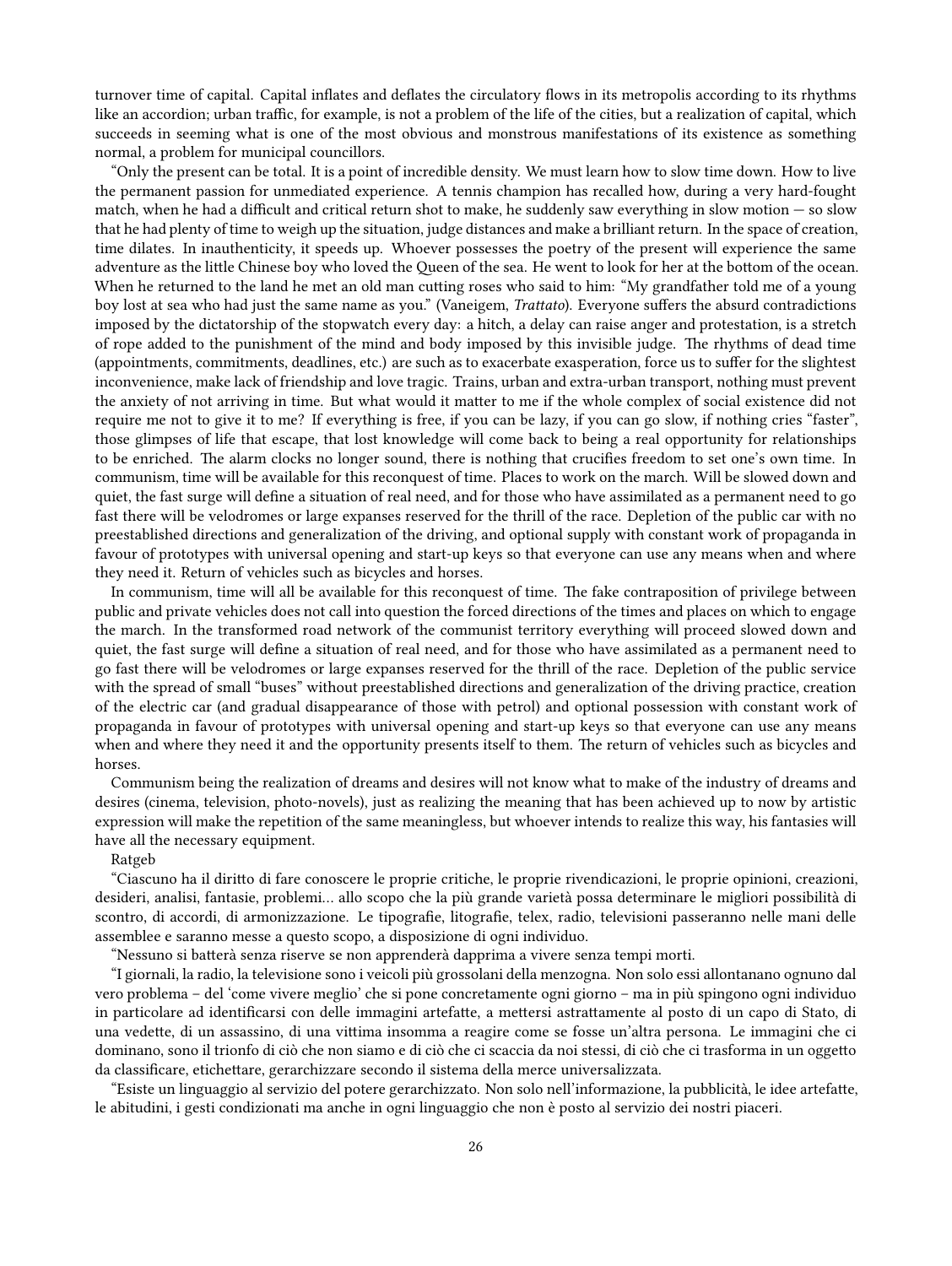turnover time of capital. Capital inflates and deflates the circulatory flows in its metropolis according to its rhythms like an accordion; urban traffic, for example, is not a problem of the life of the cities, but a realization of capital, which succeeds in seeming what is one of the most obvious and monstrous manifestations of its existence as something normal, a problem for municipal councillors.

"Only the present can be total. It is a point of incredible density. We must learn how to slow time down. How to live the permanent passion for unmediated experience. A tennis champion has recalled how, during a very hard-fought match, when he had a difficult and critical return shot to make, he suddenly saw everything in slow motion — so slow that he had plenty of time to weigh up the situation, judge distances and make a brilliant return. In the space of creation, time dilates. In inauthenticity, it speeds up. Whoever possesses the poetry of the present will experience the same adventure as the little Chinese boy who loved the Queen of the sea. He went to look for her at the bottom of the ocean. When he returned to the land he met an old man cutting roses who said to him: "My grandfather told me of a young boy lost at sea who had just the same name as you." (Vaneigem, *Trattato*). Everyone suffers the absurd contradictions imposed by the dictatorship of the stopwatch every day: a hitch, a delay can raise anger and protestation, is a stretch of rope added to the punishment of the mind and body imposed by this invisible judge. The rhythms of dead time (appointments, commitments, deadlines, etc.) are such as to exacerbate exasperation, force us to suffer for the slightest inconvenience, make lack of friendship and love tragic. Trains, urban and extra-urban transport, nothing must prevent the anxiety of not arriving in time. But what would it matter to me if the whole complex of social existence did not require me not to give it to me? If everything is free, if you can be lazy, if you can go slow, if nothing cries "faster", those glimpses of life that escape, that lost knowledge will come back to being a real opportunity for relationships to be enriched. The alarm clocks no longer sound, there is nothing that crucifies freedom to set one's own time. In communism, time will be available for this reconquest of time. Places to work on the march. Will be slowed down and quiet, the fast surge will define a situation of real need, and for those who have assimilated as a permanent need to go fast there will be velodromes or large expanses reserved for the thrill of the race. Depletion of the public car with no preestablished directions and generalization of the driving, and optional supply with constant work of propaganda in favour of prototypes with universal opening and start-up keys so that everyone can use any means when and where they need it. Return of vehicles such as bicycles and horses.

In communism, time will all be available for this reconquest of time. The fake contraposition of privilege between public and private vehicles does not call into question the forced directions of the times and places on which to engage the march. In the transformed road network of the communist territory everything will proceed slowed down and quiet, the fast surge will define a situation of real need, and for those who have assimilated as a permanent need to go fast there will be velodromes or large expanses reserved for the thrill of the race. Depletion of the public service with the spread of small "buses" without preestablished directions and generalization of the driving practice, creation of the electric car (and gradual disappearance of those with petrol) and optional possession with constant work of propaganda in favour of prototypes with universal opening and start-up keys so that everyone can use any means when and where they need it and the opportunity presents itself to them. The return of vehicles such as bicycles and horses.

Communism being the realization of dreams and desires will not know what to make of the industry of dreams and desires (cinema, television, photo-novels), just as realizing the meaning that has been achieved up to now by artistic expression will make the repetition of the same meaningless, but whoever intends to realize this way, his fantasies will have all the necessary equipment.

Ratgeb

"Ciascuno ha il diritto di fare conoscere le proprie critiche, le proprie rivendicazioni, le proprie opinioni, creazioni, desideri, analisi, fantasie, problemi… allo scopo che la più grande varietà possa determinare le migliori possibilità di scontro, di accordi, di armonizzazione. Le tipografie, litografie, telex, radio, televisioni passeranno nelle mani delle assemblee e saranno messe a questo scopo, a disposizione di ogni individuo.

"Nessuno si batterà senza riserve se non apprenderà dapprima a vivere senza tempi morti.

"I giornali, la radio, la televisione sono i veicoli più grossolani della menzogna. Non solo essi allontanano ognuno dal vero problema – del 'come vivere meglio' che si pone concretamente ogni giorno – ma in più spingono ogni individuo in particolare ad identificarsi con delle immagini artefatte, a mettersi astrattamente al posto di un capo di Stato, di una vedette, di un assassino, di una vittima insomma a reagire come se fosse un'altra persona. Le immagini che ci dominano, sono il trionfo di ciò che non siamo e di ciò che ci scaccia da noi stessi, di ciò che ci trasforma in un oggetto da classificare, etichettare, gerarchizzare secondo il sistema della merce universalizzata.

"Esiste un linguaggio al servizio del potere gerarchizzato. Non solo nell'informazione, la pubblicità, le idee artefatte, le abitudini, i gesti condizionati ma anche in ogni linguaggio che non è posto al servizio dei nostri piaceri.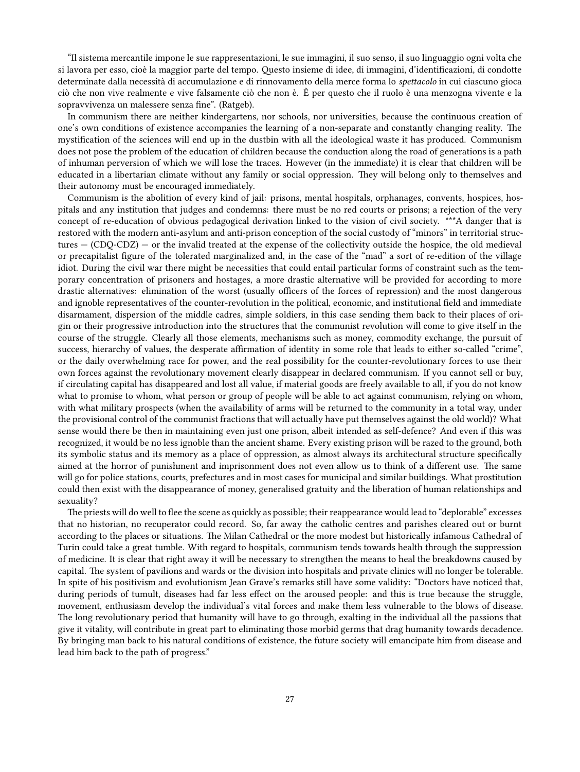"Il sistema mercantile impone le sue rappresentazioni, le sue immagini, il suo senso, il suo linguaggio ogni volta che si lavora per esso, cioè la maggior parte del tempo. Questo insieme di idee, di immagini, d'identificazioni, di condotte determinate dalla necessità di accumulazione e di rinnovamento della merce forma lo *spettacolo* in cui ciascuno gioca ciò che non vive realmente e vive falsamente ciò che non è. È per questo che il ruolo è una menzogna vivente e la sopravvivenza un malessere senza fine". (Ratgeb).

In communism there are neither kindergartens, nor schools, nor universities, because the continuous creation of one's own conditions of existence accompanies the learning of a non-separate and constantly changing reality. The mystification of the sciences will end up in the dustbin with all the ideological waste it has produced. Communism does not pose the problem of the education of children because the conduction along the road of generations is a path of inhuman perversion of which we will lose the traces. However (in the immediate) it is clear that children will be educated in a libertarian climate without any family or social oppression. They will belong only to themselves and their autonomy must be encouraged immediately.

Communism is the abolition of every kind of jail: prisons, mental hospitals, orphanages, convents, hospices, hospitals and any institution that judges and condemns: there must be no red courts or prisons; a rejection of the very concept of re-education of obvious pedagogical derivation linked to the vision of civil society. ***A danger that is restored with the modern anti-asylum and anti-prison conception of the social custody of "minors" in territorial structures — (CDQ-CDZ) — or the invalid treated at the expense of the collectivity outside the hospice, the old medieval or precapitalist figure of the tolerated marginalized and, in the case of the "mad" a sort of re-edition of the village idiot. During the civil war there might be necessities that could entail particular forms of constraint such as the temporary concentration of prisoners and hostages, a more drastic alternative will be provided for according to more drastic alternatives: elimination of the worst (usually officers of the forces of repression) and the most dangerous and ignoble representatives of the counter-revolution in the political, economic, and institutional field and immediate disarmament, dispersion of the middle cadres, simple soldiers, in this case sending them back to their places of origin or their progressive introduction into the structures that the communist revolution will come to give itself in the course of the struggle. Clearly all those elements, mechanisms such as money, commodity exchange, the pursuit of success, hierarchy of values, the desperate affirmation of identity in some role that leads to either so-called "crime", or the daily overwhelming race for power, and the real possibility for the counter-revolutionary forces to use their own forces against the revolutionary movement clearly disappear in declared communism. If you cannot sell or buy, if circulating capital has disappeared and lost all value, if material goods are freely available to all, if you do not know what to promise to whom, what person or group of people will be able to act against communism, relying on whom, with what military prospects (when the availability of arms will be returned to the community in a total way, under the provisional control of the communist fractions that will actually have put themselves against the old world)? What sense would there be then in maintaining even just one prison, albeit intended as self-defence? And even if this was recognized, it would be no less ignoble than the ancient shame. Every existing prison will be razed to the ground, both its symbolic status and its memory as a place of oppression, as almost always its architectural structure specifically aimed at the horror of punishment and imprisonment does not even allow us to think of a different use. The same will go for police stations, courts, prefectures and in most cases for municipal and similar buildings. What prostitution could then exist with the disappearance of money, generalised gratuity and the liberation of human relationships and sexuality?

The priests will do well to flee the scene as quickly as possible; their reappearance would lead to "deplorable" excesses that no historian, no recuperator could record. So, far away the catholic centres and parishes cleared out or burnt according to the places or situations. The Milan Cathedral or the more modest but historically infamous Cathedral of Turin could take a great tumble. With regard to hospitals, communism tends towards health through the suppression of medicine. It is clear that right away it will be necessary to strengthen the means to heal the breakdowns caused by capital. The system of pavilions and wards or the division into hospitals and private clinics will no longer be tolerable. In spite of his positivism and evolutionism Jean Grave's remarks still have some validity: "Doctors have noticed that, during periods of tumult, diseases had far less effect on the aroused people: and this is true because the struggle, movement, enthusiasm develop the individual's vital forces and make them less vulnerable to the blows of disease. The long revolutionary period that humanity will have to go through, exalting in the individual all the passions that give it vitality, will contribute in great part to eliminating those morbid germs that drag humanity towards decadence. By bringing man back to his natural conditions of existence, the future society will emancipate him from disease and lead him back to the path of progress."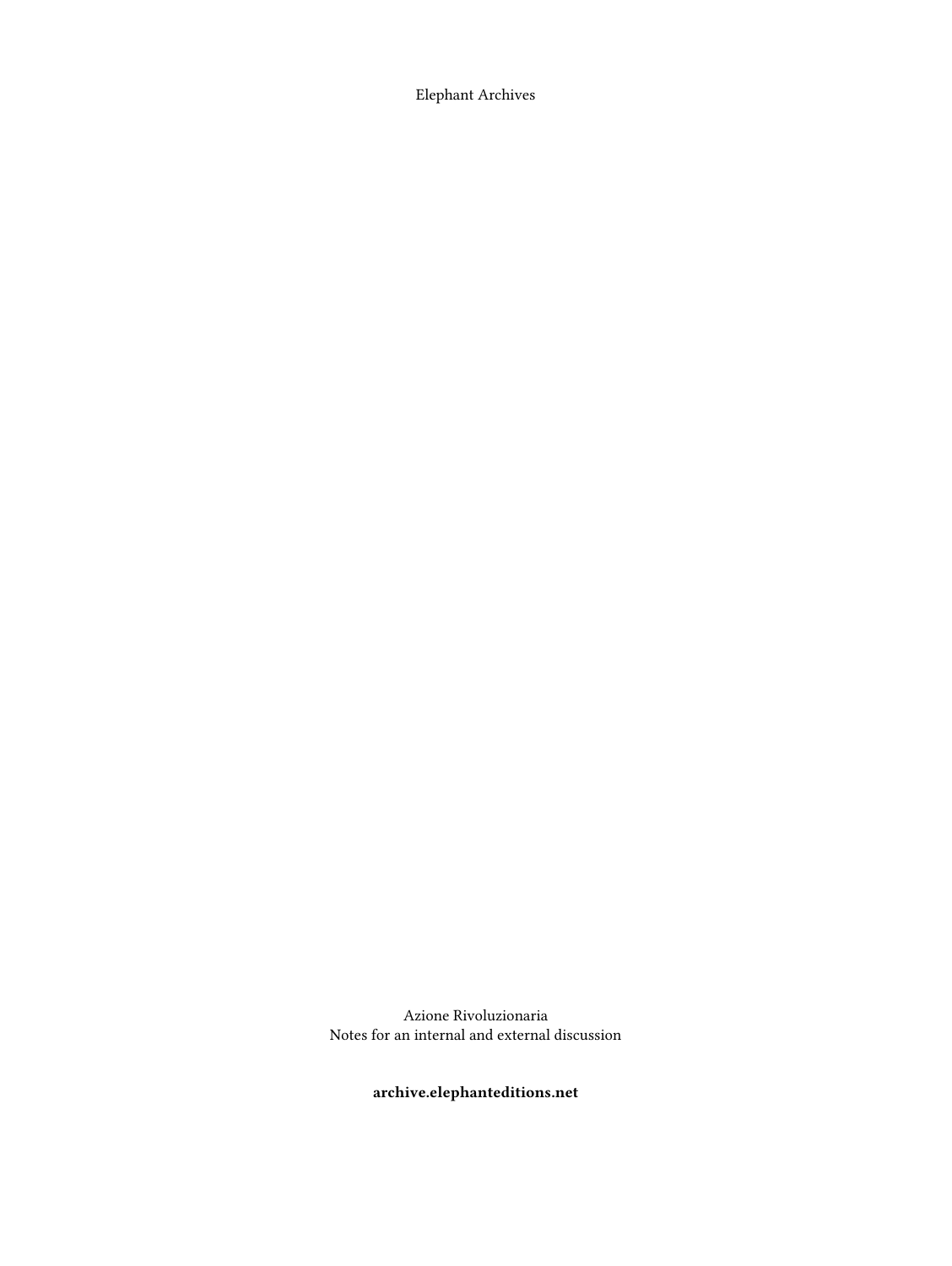Elephant Archives

Azione Rivoluzionaria
Notes for an internal and external discussion

**archive.elephanteditions.net**